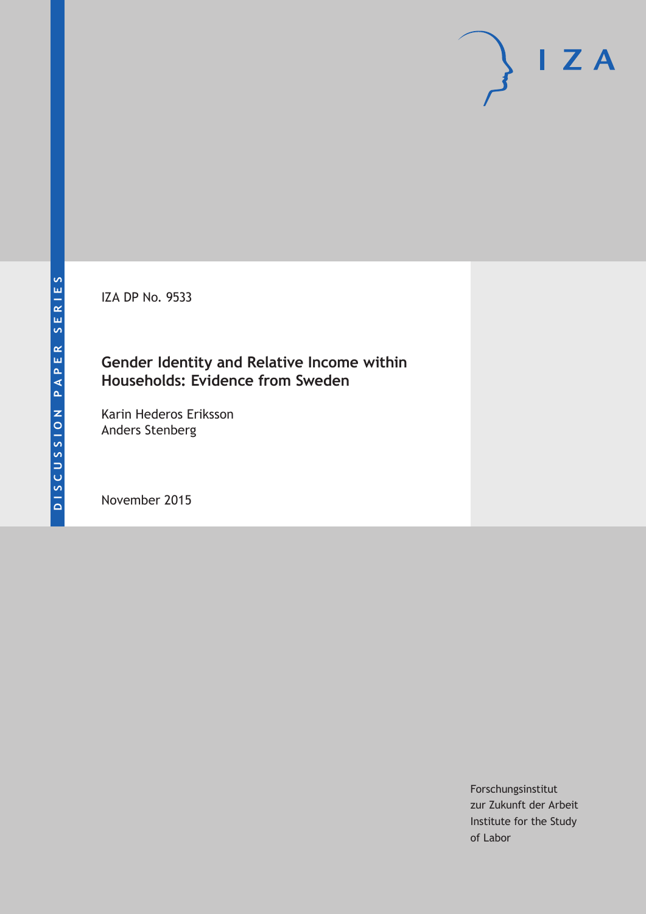DISCUSSION PAPER SERIES

IZA DP No. 9533

# Gender Identity and Relative Income within Households: Evidence from Sweden

Karin Hederos Eriksson
Anders Stenberg

November 2015

Forschungsinstitut
zur Zukunft der Arbeit
Institute for the Study
of Labor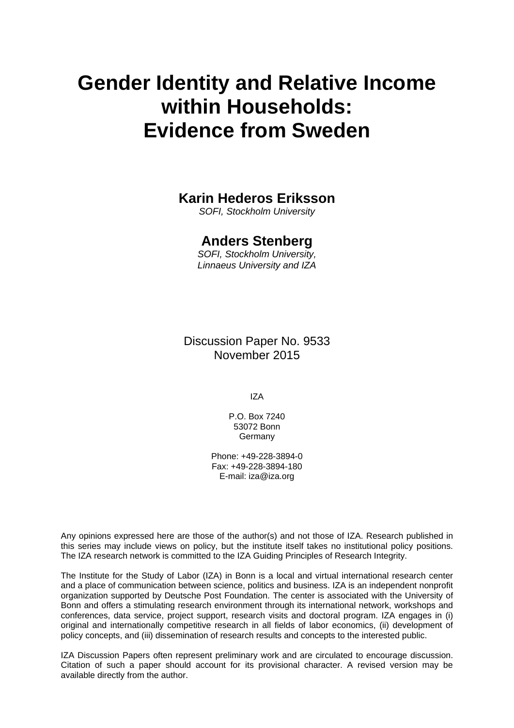# Gender Identity and Relative Income within Households: Evidence from Sweden

**Karin Hederos Eriksson**
*SOFI, Stockholm University*

**Anders Stenberg**
*SOFI, Stockholm University, Linnaeus University and IZA*

Discussion Paper No. 9533
November 2015

IZA

P.O. Box 7240
53072 Bonn
Germany

Phone: +49-228-3894-0
Fax: +49-228-3894-180
E-mail: iza@iza.org

Any opinions expressed here are those of the author(s) and not those of IZA. Research published in this series may include views on policy, but the institute itself takes no institutional policy positions. The IZA research network is committed to the IZA Guiding Principles of Research Integrity.

The Institute for the Study of Labor (IZA) in Bonn is a local and virtual international research center and a place of communication between science, politics and business. IZA is an independent nonprofit organization supported by Deutsche Post Foundation. The center is associated with the University of Bonn and offers a stimulating research environment through its international network, workshops and conferences, data service, project support, research visits and doctoral program. IZA engages in (i) original and internationally competitive research in all fields of labor economics, (ii) development of policy concepts, and (iii) dissemination of research results and concepts to the interested public.

IZA Discussion Papers often represent preliminary work and are circulated to encourage discussion. Citation of such a paper should account for its provisional character. A revised version may be available directly from the author.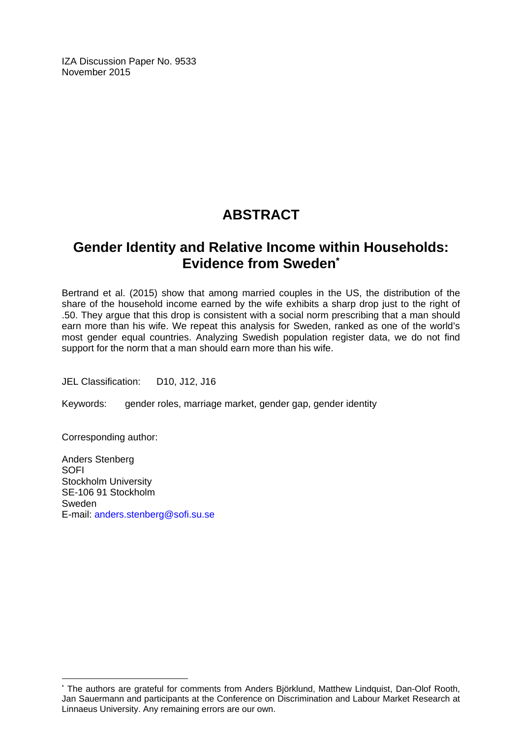IZA Discussion Paper No. 9533
November 2015

# ABSTRACT

## Gender Identity and Relative Income within Households: Evidence from Sweden*

Bertrand et al. (2015) show that among married couples in the US, the distribution of the share of the household income earned by the wife exhibits a sharp drop just to the right of .50. They argue that this drop is consistent with a social norm prescribing that a man should earn more than his wife. We repeat this analysis for Sweden, ranked as one of the world's most gender equal countries. Analyzing Swedish population register data, we do not find support for the norm that a man should earn more than his wife.

JEL Classification: D10, J12, J16

Keywords: gender roles, marriage market, gender gap, gender identity

Corresponding author:

Anders Stenberg
SOFI
Stockholm University
SE-106 91 Stockholm
Sweden
E-mail: anders.stenberg@sofi.su.se

---

* The authors are grateful for comments from Anders Björklund, Matthew Lindquist, Dan-Olof Rooth, Jan Sauermann and participants at the Conference on Discrimination and Labour Market Research at Linnaeus University. Any remaining errors are our own.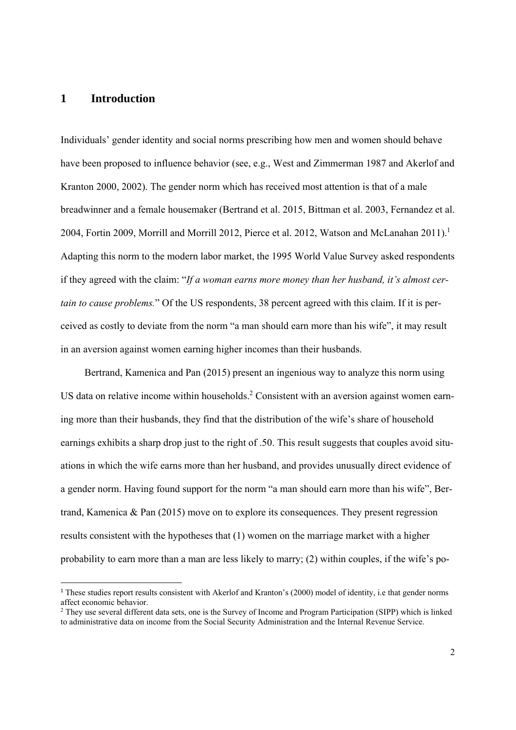# 1 Introduction

Individuals' gender identity and social norms prescribing how men and women should behave have been proposed to influence behavior (see, e.g., West and Zimmerman 1987 and Akerlof and Kranton 2000, 2002). The gender norm which has received most attention is that of a male breadwinner and a female housemaker (Bertrand et al. 2015, Bittman et al. 2003, Fernandez et al. 2004, Fortin 2009, Morrill and Morrill 2012, Pierce et al. 2012, Watson and McLanahan 2011).[1] Adapting this norm to the modern labor market, the 1995 World Value Survey asked respondents if they agreed with the claim: "*If a woman earns more money than her husband, it's almost certain to cause problems.*" Of the US respondents, 38 percent agreed with this claim. If it is perceived as costly to deviate from the norm "a man should earn more than his wife", it may result in an aversion against women earning higher incomes than their husbands.

Bertrand, Kamenica and Pan (2015) present an ingenious way to analyze this norm using US data on relative income within households.[2] Consistent with an aversion against women earning more than their husbands, they find that the distribution of the wife's share of household earnings exhibits a sharp drop just to the right of .50. This result suggests that couples avoid situations in which the wife earns more than her husband, and provides unusually direct evidence of a gender norm. Having found support for the norm "a man should earn more than his wife", Bertrand, Kamenica & Pan (2015) move on to explore its consequences. They present regression results consistent with the hypotheses that (1) women on the marriage market with a higher probability to earn more than a man are less likely to marry; (2) within couples, if the wife's po-

[1] These studies report results consistent with Akerlof and Kranton's (2000) model of identity, i.e that gender norms affect economic behavior.

[2] They use several different data sets, one is the Survey of Income and Program Participation (SIPP) which is linked to administrative data on income from the Social Security Administration and the Internal Revenue Service.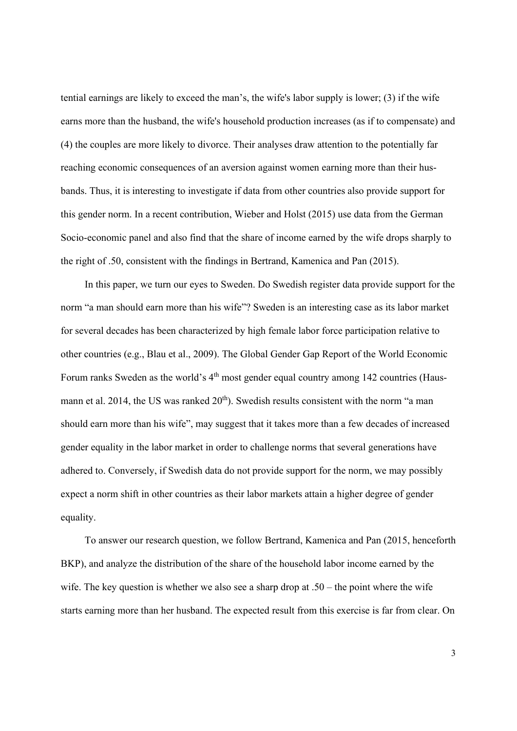tential earnings are likely to exceed the man's, the wife's labor supply is lower; (3) if the wife earns more than the husband, the wife's household production increases (as if to compensate) and (4) the couples are more likely to divorce. Their analyses draw attention to the potentially far reaching economic consequences of an aversion against women earning more than their husbands. Thus, it is interesting to investigate if data from other countries also provide support for this gender norm. In a recent contribution, Wieber and Holst (2015) use data from the German Socio-economic panel and also find that the share of income earned by the wife drops sharply to the right of .50, consistent with the findings in Bertrand, Kamenica and Pan (2015).

In this paper, we turn our eyes to Sweden. Do Swedish register data provide support for the norm "a man should earn more than his wife"? Sweden is an interesting case as its labor market for several decades has been characterized by high female labor force participation relative to other countries (e.g., Blau et al., 2009). The Global Gender Gap Report of the World Economic Forum ranks Sweden as the world's 4[th] most gender equal country among 142 countries (Hausmann et al. 2014, the US was ranked 20[th]). Swedish results consistent with the norm "a man should earn more than his wife", may suggest that it takes more than a few decades of increased gender equality in the labor market in order to challenge norms that several generations have adhered to. Conversely, if Swedish data do not provide support for the norm, we may possibly expect a norm shift in other countries as their labor markets attain a higher degree of gender equality.

To answer our research question, we follow Bertrand, Kamenica and Pan (2015, henceforth BKP), and analyze the distribution of the share of the household labor income earned by the wife. The key question is whether we also see a sharp drop at .50 – the point where the wife starts earning more than her husband. The expected result from this exercise is far from clear. On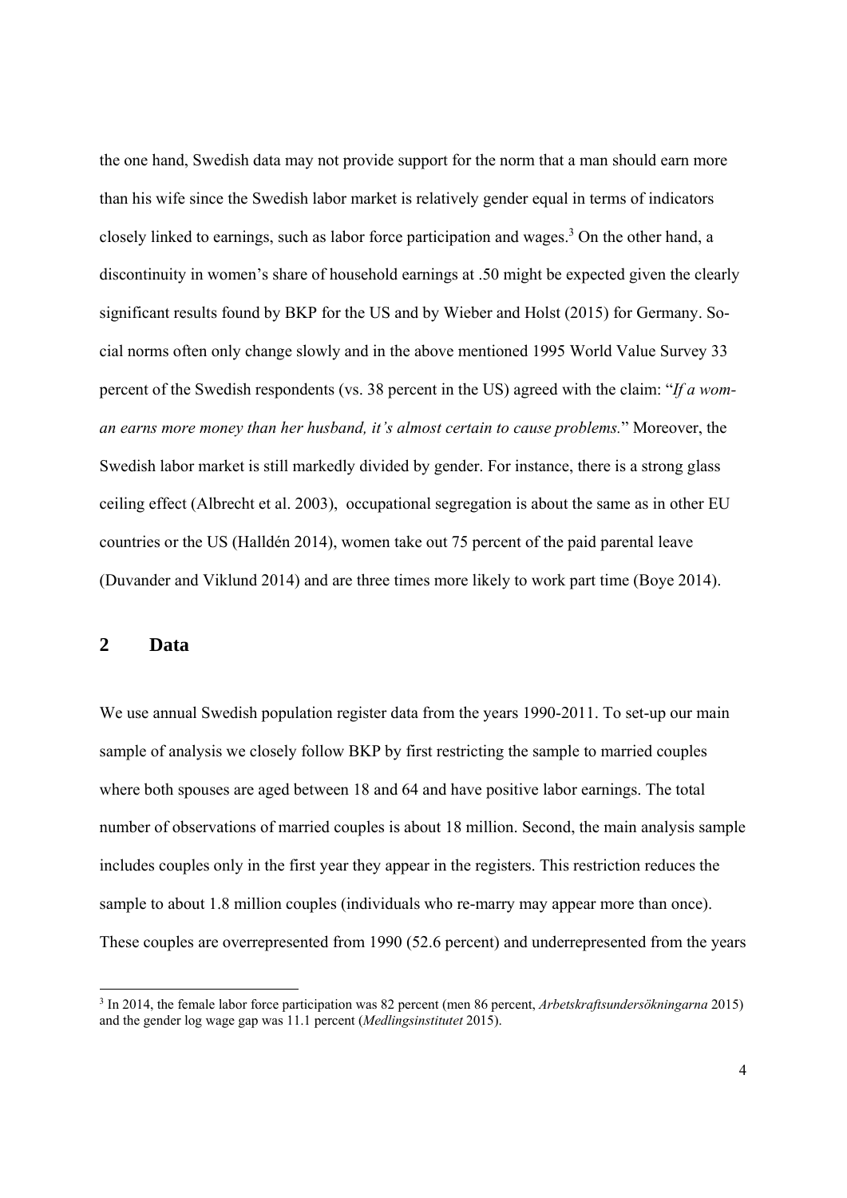the one hand, Swedish data may not provide support for the norm that a man should earn more than his wife since the Swedish labor market is relatively gender equal in terms of indicators closely linked to earnings, such as labor force participation and wages.[3] On the other hand, a discontinuity in women's share of household earnings at .50 might be expected given the clearly significant results found by BKP for the US and by Wieber and Holst (2015) for Germany. Social norms often only change slowly and in the above mentioned 1995 World Value Survey 33 percent of the Swedish respondents (vs. 38 percent in the US) agreed with the claim: "*If a woman earns more money than her husband, it's almost certain to cause problems.*" Moreover, the Swedish labor market is still markedly divided by gender. For instance, there is a strong glass ceiling effect (Albrecht et al. 2003), occupational segregation is about the same as in other EU countries or the US (Halldén 2014), women take out 75 percent of the paid parental leave (Duvander and Viklund 2014) and are three times more likely to work part time (Boye 2014).

## 2 Data

We use annual Swedish population register data from the years 1990-2011. To set-up our main sample of analysis we closely follow BKP by first restricting the sample to married couples where both spouses are aged between 18 and 64 and have positive labor earnings. The total number of observations of married couples is about 18 million. Second, the main analysis sample includes couples only in the first year they appear in the registers. This restriction reduces the sample to about 1.8 million couples (individuals who re-marry may appear more than once). These couples are overrepresented from 1990 (52.6 percent) and underrepresented from the years

---

[3] In 2014, the female labor force participation was 82 percent (men 86 percent, *Arbetskraftsundersökningarna* 2015) and the gender log wage gap was 11.1 percent (*Medlingsinstitutet* 2015).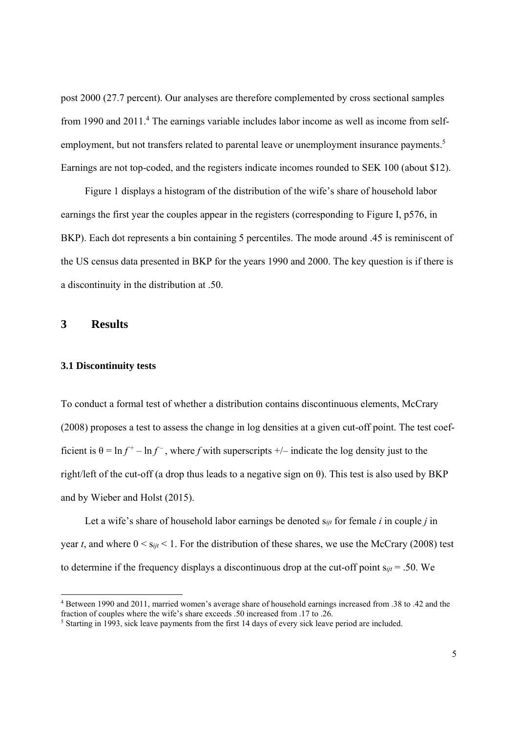post 2000 (27.7 percent). Our analyses are therefore complemented by cross sectional samples from 1990 and 2011.[4] The earnings variable includes labor income as well as income from self-employment, but not transfers related to parental leave or unemployment insurance payments.[5] Earnings are not top-coded, and the registers indicate incomes rounded to SEK 100 (about $12).

Figure 1 displays a histogram of the distribution of the wife's share of household labor earnings the first year the couples appear in the registers (corresponding to Figure I, p576, in BKP). Each dot represents a bin containing 5 percentiles. The mode around .45 is reminiscent of the US census data presented in BKP for the years 1990 and 2000. The key question is if there is a discontinuity in the distribution at .50.

## 3 Results

### 3.1 Discontinuity tests

To conduct a formal test of whether a distribution contains discontinuous elements, McCrary (2008) proposes a test to assess the change in log densities at a given cut-off point. The test coefficient is $\theta = \ln f^{+} - \ln f^{-}$, where $f$ with superscripts +/– indicate the log density just to the right/left of the cut-off (a drop thus leads to a negative sign on θ). This test is also used by BKP and by Wieber and Holst (2015).

Let a wife's share of household labor earnings be denoted $s_{ijt}$ for female $i$ in couple $j$ in year $t$, and where $0 < s_{ijt} < 1$. For the distribution of these shares, we use the McCrary (2008) test to determine if the frequency displays a discontinuous drop at the cut-off point $s_{ijt} = .50$. We

[4] Between 1990 and 2011, married women's average share of household earnings increased from .38 to .42 and the fraction of couples where the wife's share exceeds .50 increased from .17 to .26.

[5] Starting in 1993, sick leave payments from the first 14 days of every sick leave period are included.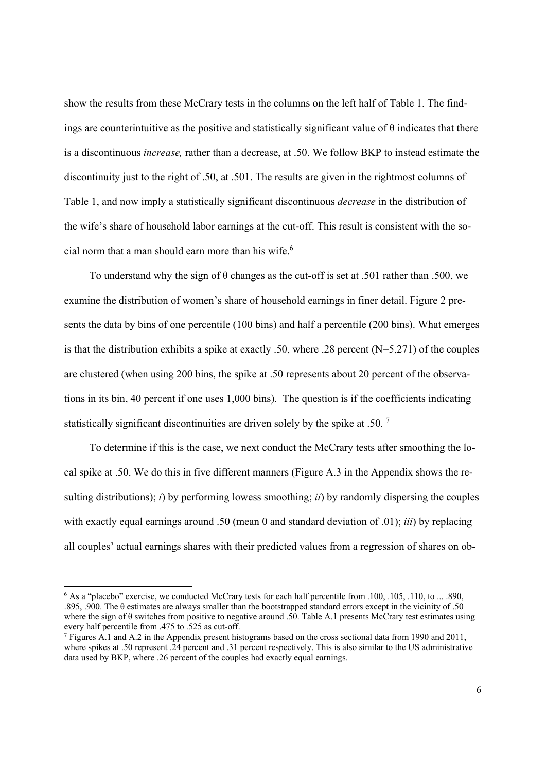show the results from these McCrary tests in the columns on the left half of Table 1. The findings are counterintuitive as the positive and statistically significant value of θ indicates that there is a discontinuous *increase,* rather than a decrease, at .50. We follow BKP to instead estimate the discontinuity just to the right of .50, at .501. The results are given in the rightmost columns of Table 1, and now imply a statistically significant discontinuous *decrease* in the distribution of the wife's share of household labor earnings at the cut-off. This result is consistent with the social norm that a man should earn more than his wife.[6]

To understand why the sign of θ changes as the cut-off is set at .501 rather than .500, we examine the distribution of women's share of household earnings in finer detail. Figure 2 presents the data by bins of one percentile (100 bins) and half a percentile (200 bins). What emerges is that the distribution exhibits a spike at exactly .50, where .28 percent (N=5,271) of the couples are clustered (when using 200 bins, the spike at .50 represents about 20 percent of the observations in its bin, 40 percent if one uses 1,000 bins). The question is if the coefficients indicating statistically significant discontinuities are driven solely by the spike at .50.[7]

To determine if this is the case, we next conduct the McCrary tests after smoothing the local spike at .50. We do this in five different manners (Figure A.3 in the Appendix shows the resulting distributions); *i*) by performing lowess smoothing; *ii*) by randomly dispersing the couples with exactly equal earnings around .50 (mean 0 and standard deviation of .01); *iii*) by replacing all couples' actual earnings shares with their predicted values from a regression of shares on ob-

[6] As a "placebo" exercise, we conducted McCrary tests for each half percentile from .100, .105, .110, to ... .890, .895, .900. The θ estimates are always smaller than the bootstrapped standard errors except in the vicinity of .50 where the sign of θ switches from positive to negative around .50. Table A.1 presents McCrary test estimates using every half percentile from .475 to .525 as cut-off.

[7] Figures A.1 and A.2 in the Appendix present histograms based on the cross sectional data from 1990 and 2011, where spikes at .50 represent .24 percent and .31 percent respectively. This is also similar to the US administrative data used by BKP, where .26 percent of the couples had exactly equal earnings.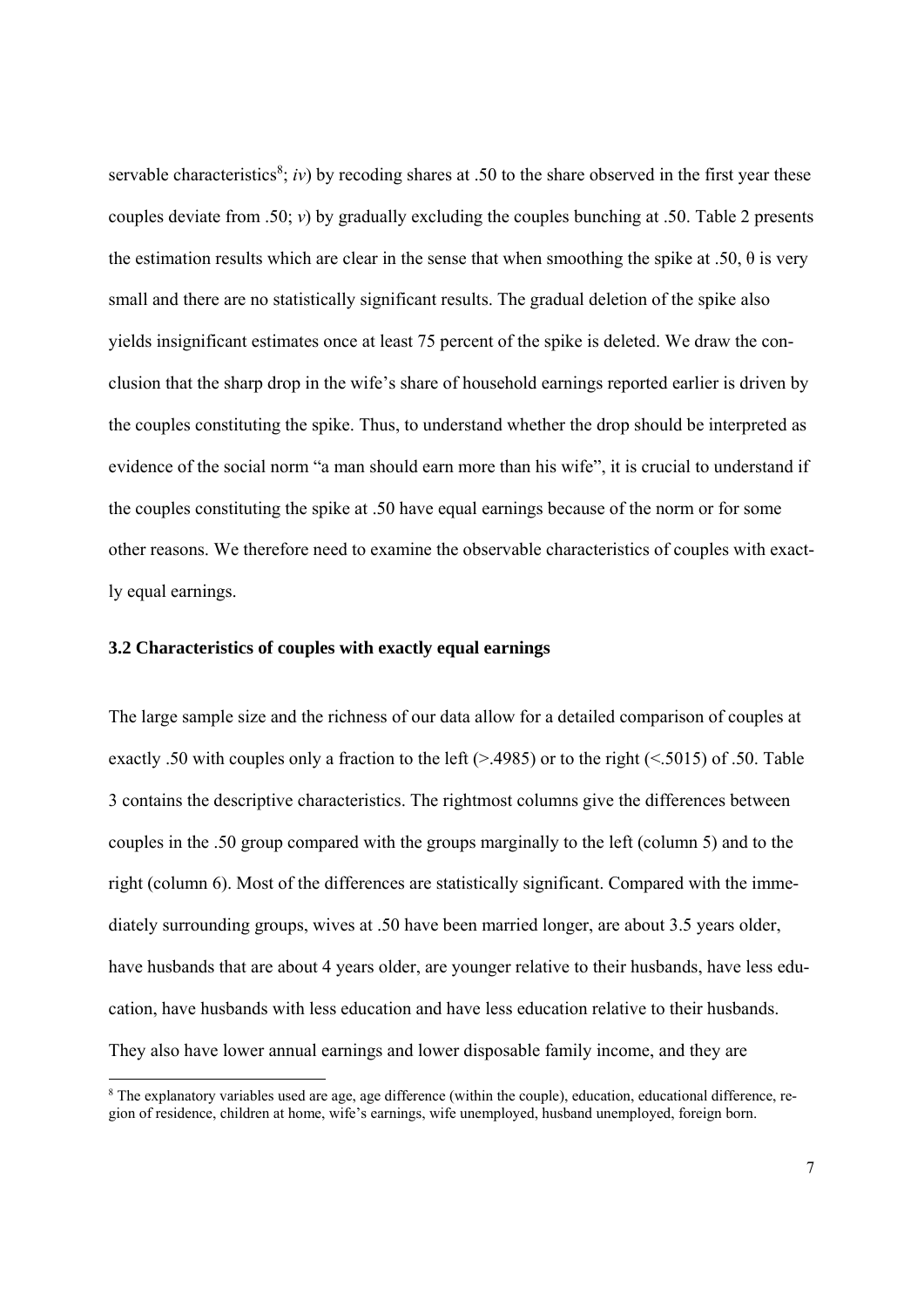servable characteristics[8]; *iv*) by recoding shares at .50 to the share observed in the first year these couples deviate from .50; *v*) by gradually excluding the couples bunching at .50. Table 2 presents the estimation results which are clear in the sense that when smoothing the spike at .50, $\theta$ is very small and there are no statistically significant results. The gradual deletion of the spike also yields insignificant estimates once at least 75 percent of the spike is deleted. We draw the conclusion that the sharp drop in the wife's share of household earnings reported earlier is driven by the couples constituting the spike. Thus, to understand whether the drop should be interpreted as evidence of the social norm "a man should earn more than his wife", it is crucial to understand if the couples constituting the spike at .50 have equal earnings because of the norm or for some other reasons. We therefore need to examine the observable characteristics of couples with exactly equal earnings.

### 3.2 Characteristics of couples with exactly equal earnings

The large sample size and the richness of our data allow for a detailed comparison of couples at exactly .50 with couples only a fraction to the left (>.4985) or to the right (<.5015) of .50. Table 3 contains the descriptive characteristics. The rightmost columns give the differences between couples in the .50 group compared with the groups marginally to the left (column 5) and to the right (column 6). Most of the differences are statistically significant. Compared with the immediately surrounding groups, wives at .50 have been married longer, are about 3.5 years older, have husbands that are about 4 years older, are younger relative to their husbands, have less education, have husbands with less education and have less education relative to their husbands. They also have lower annual earnings and lower disposable family income, and they are

[8] The explanatory variables used are age, age difference (within the couple), education, educational difference, region of residence, children at home, wife's earnings, wife unemployed, husband unemployed, foreign born.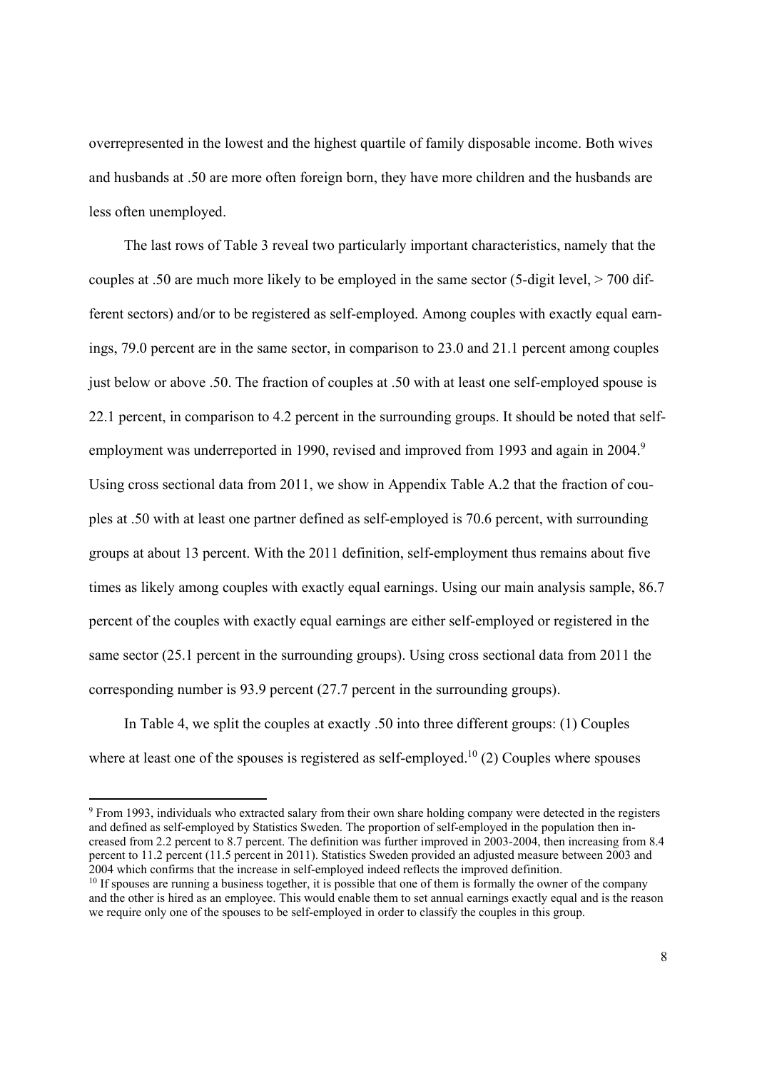overrepresented in the lowest and the highest quartile of family disposable income. Both wives and husbands at .50 are more often foreign born, they have more children and the husbands are less often unemployed.

The last rows of Table 3 reveal two particularly important characteristics, namely that the couples at .50 are much more likely to be employed in the same sector (5-digit level, > 700 different sectors) and/or to be registered as self-employed. Among couples with exactly equal earnings, 79.0 percent are in the same sector, in comparison to 23.0 and 21.1 percent among couples just below or above .50. The fraction of couples at .50 with at least one self-employed spouse is 22.1 percent, in comparison to 4.2 percent in the surrounding groups. It should be noted that self-employment was underreported in 1990, revised and improved from 1993 and again in 2004.[9] Using cross sectional data from 2011, we show in Appendix Table A.2 that the fraction of couples at .50 with at least one partner defined as self-employed is 70.6 percent, with surrounding groups at about 13 percent. With the 2011 definition, self-employment thus remains about five times as likely among couples with exactly equal earnings. Using our main analysis sample, 86.7 percent of the couples with exactly equal earnings are either self-employed or registered in the same sector (25.1 percent in the surrounding groups). Using cross sectional data from 2011 the corresponding number is 93.9 percent (27.7 percent in the surrounding groups).

In Table 4, we split the couples at exactly .50 into three different groups: (1) Couples where at least one of the spouses is registered as self-employed.[10] (2) Couples where spouses

[9] From 1993, individuals who extracted salary from their own share holding company were detected in the registers and defined as self-employed by Statistics Sweden. The proportion of self-employed in the population then increased from 2.2 percent to 8.7 percent. The definition was further improved in 2003-2004, then increasing from 8.4 percent to 11.2 percent (11.5 percent in 2011). Statistics Sweden provided an adjusted measure between 2003 and 2004 which confirms that the increase in self-employed indeed reflects the improved definition.

[10] If spouses are running a business together, it is possible that one of them is formally the owner of the company and the other is hired as an employee. This would enable them to set annual earnings exactly equal and is the reason we require only one of the spouses to be self-employed in order to classify the couples in this group.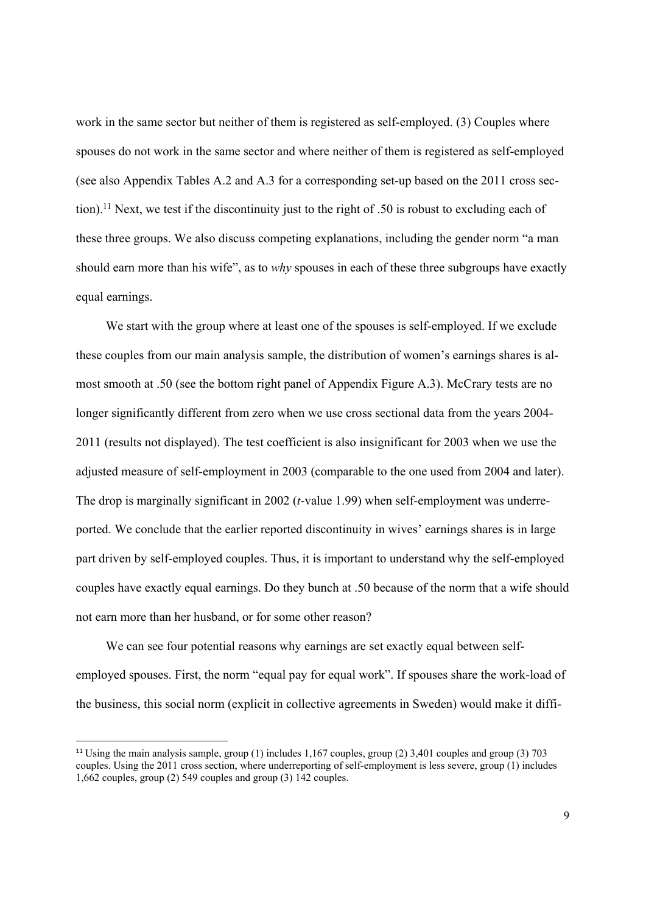work in the same sector but neither of them is registered as self-employed. (3) Couples where spouses do not work in the same sector and where neither of them is registered as self-employed (see also Appendix Tables A.2 and A.3 for a corresponding set-up based on the 2011 cross section).[11] Next, we test if the discontinuity just to the right of .50 is robust to excluding each of these three groups. We also discuss competing explanations, including the gender norm "a man should earn more than his wife", as to *why* spouses in each of these three subgroups have exactly equal earnings.

We start with the group where at least one of the spouses is self-employed. If we exclude these couples from our main analysis sample, the distribution of women's earnings shares is almost smooth at .50 (see the bottom right panel of Appendix Figure A.3). McCrary tests are no longer significantly different from zero when we use cross sectional data from the years 2004-2011 (results not displayed). The test coefficient is also insignificant for 2003 when we use the adjusted measure of self-employment in 2003 (comparable to the one used from 2004 and later). The drop is marginally significant in 2002 (*t*-value 1.99) when self-employment was underreported. We conclude that the earlier reported discontinuity in wives' earnings shares is in large part driven by self-employed couples. Thus, it is important to understand why the self-employed couples have exactly equal earnings. Do they bunch at .50 because of the norm that a wife should not earn more than her husband, or for some other reason?

We can see four potential reasons why earnings are set exactly equal between self-employed spouses. First, the norm "equal pay for equal work". If spouses share the work-load of the business, this social norm (explicit in collective agreements in Sweden) would make it diffi-

[11] Using the main analysis sample, group (1) includes 1,167 couples, group (2) 3,401 couples and group (3) 703 couples. Using the 2011 cross section, where underreporting of self-employment is less severe, group (1) includes 1,662 couples, group (2) 549 couples and group (3) 142 couples.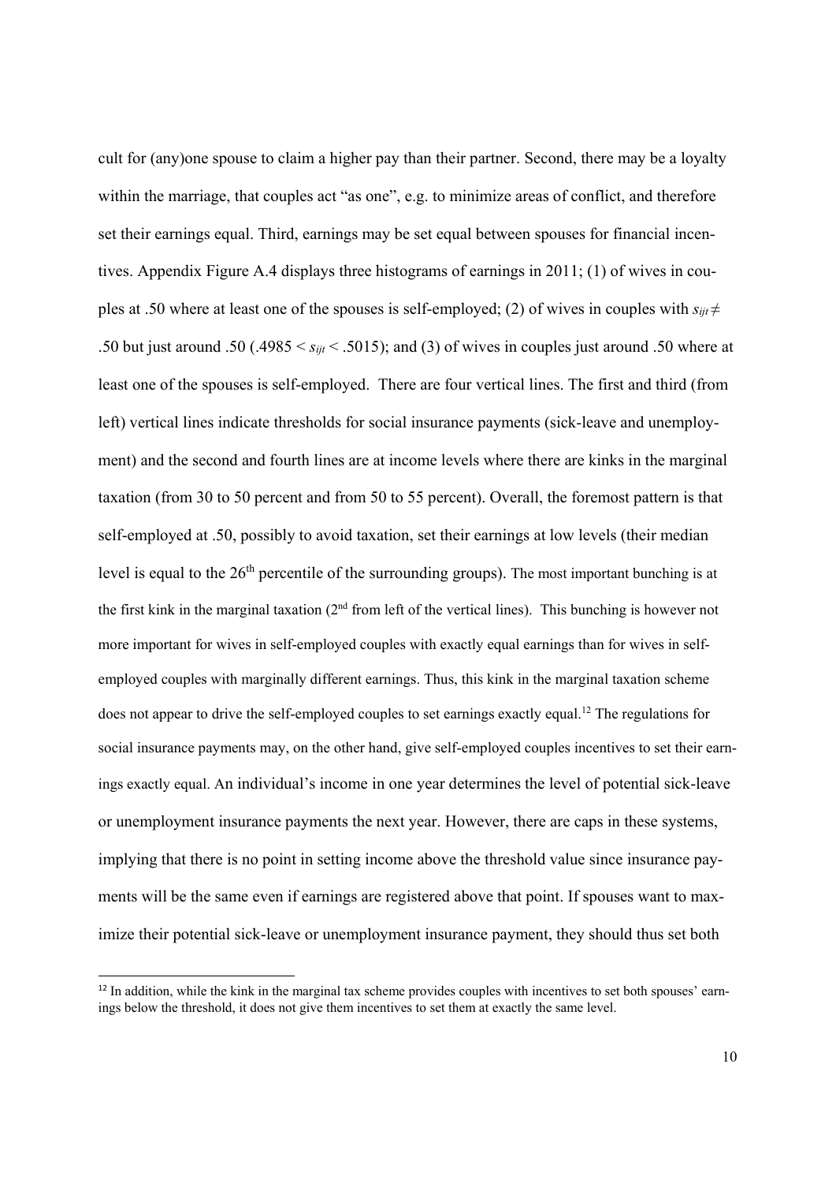cult for (any)one spouse to claim a higher pay than their partner. Second, there may be a loyalty within the marriage, that couples act "as one", e.g. to minimize areas of conflict, and therefore set their earnings equal. Third, earnings may be set equal between spouses for financial incentives. Appendix Figure A.4 displays three histograms of earnings in 2011; (1) of wives in couples at .50 where at least one of the spouses is self-employed; (2) of wives in couples with $s_{ijt} \neq .50$ but just around .50 ($.4985 < s_{ijt} < .5015$); and (3) of wives in couples just around .50 where at least one of the spouses is self-employed. There are four vertical lines. The first and third (from left) vertical lines indicate thresholds for social insurance payments (sick-leave and unemployment) and the second and fourth lines are at income levels where there are kinks in the marginal taxation (from 30 to 50 percent and from 50 to 55 percent). Overall, the foremost pattern is that self-employed at .50, possibly to avoid taxation, set their earnings at low levels (their median level is equal to the 26th percentile of the surrounding groups). The most important bunching is at the first kink in the marginal taxation (2nd from left of the vertical lines). This bunching is however not more important for wives in self-employed couples with exactly equal earnings than for wives in self-employed couples with marginally different earnings. Thus, this kink in the marginal taxation scheme does not appear to drive the self-employed couples to set earnings exactly equal.[12] The regulations for social insurance payments may, on the other hand, give self-employed couples incentives to set their earnings exactly equal. An individual's income in one year determines the level of potential sick-leave or unemployment insurance payments the next year. However, there are caps in these systems, implying that there is no point in setting income above the threshold value since insurance payments will be the same even if earnings are registered above that point. If spouses want to maximize their potential sick-leave or unemployment insurance payment, they should thus set both

[12] In addition, while the kink in the marginal tax scheme provides couples with incentives to set both spouses' earnings below the threshold, it does not give them incentives to set them at exactly the same level.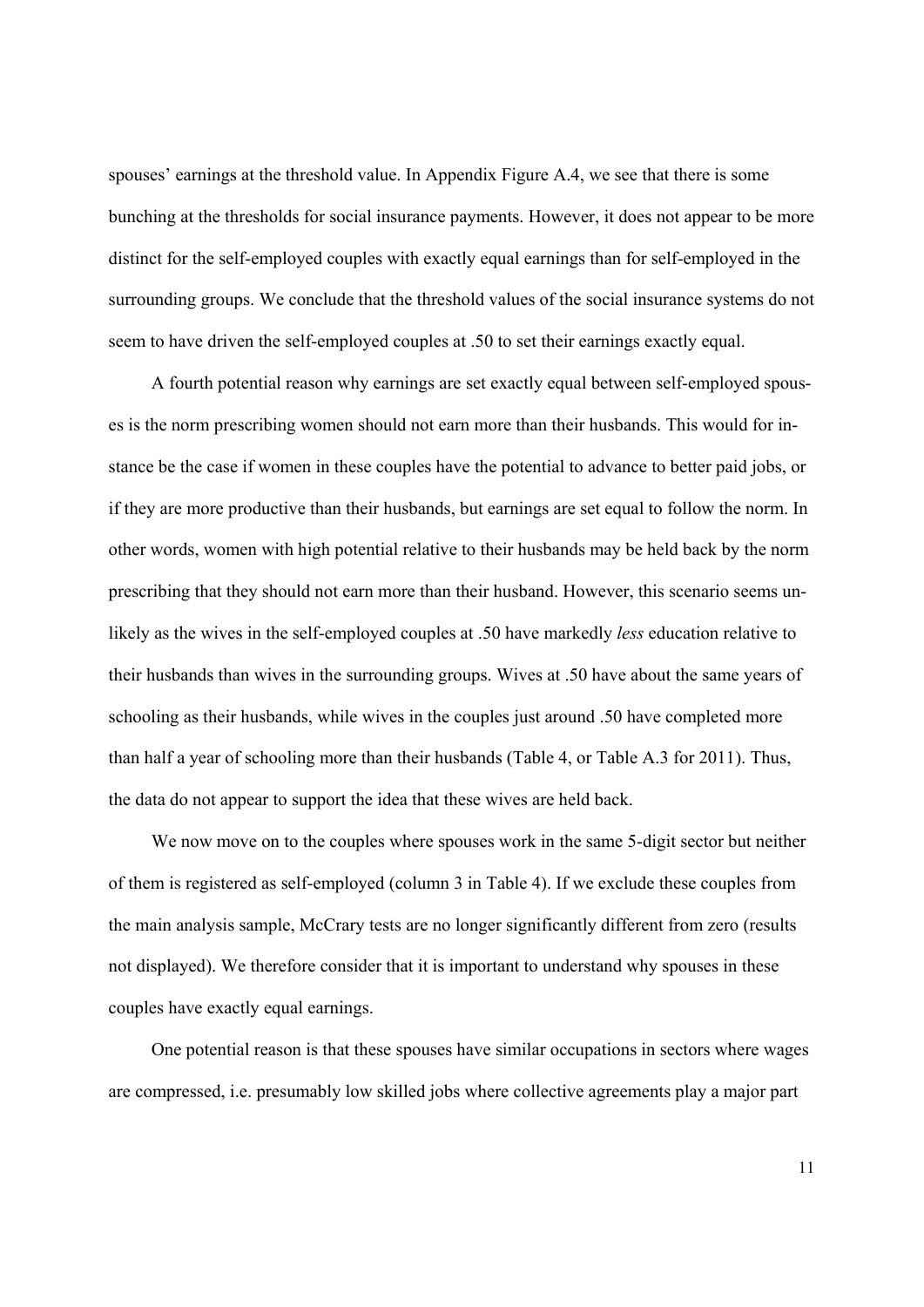spouses' earnings at the threshold value. In Appendix Figure A.4, we see that there is some bunching at the thresholds for social insurance payments. However, it does not appear to be more distinct for the self-employed couples with exactly equal earnings than for self-employed in the surrounding groups. We conclude that the threshold values of the social insurance systems do not seem to have driven the self-employed couples at .50 to set their earnings exactly equal.

A fourth potential reason why earnings are set exactly equal between self-employed spouses is the norm prescribing women should not earn more than their husbands. This would for instance be the case if women in these couples have the potential to advance to better paid jobs, or if they are more productive than their husbands, but earnings are set equal to follow the norm. In other words, women with high potential relative to their husbands may be held back by the norm prescribing that they should not earn more than their husband. However, this scenario seems unlikely as the wives in the self-employed couples at .50 have markedly *less* education relative to their husbands than wives in the surrounding groups. Wives at .50 have about the same years of schooling as their husbands, while wives in the couples just around .50 have completed more than half a year of schooling more than their husbands (Table 4, or Table A.3 for 2011). Thus, the data do not appear to support the idea that these wives are held back.

We now move on to the couples where spouses work in the same 5-digit sector but neither of them is registered as self-employed (column 3 in Table 4). If we exclude these couples from the main analysis sample, McCrary tests are no longer significantly different from zero (results not displayed). We therefore consider that it is important to understand why spouses in these couples have exactly equal earnings.

One potential reason is that these spouses have similar occupations in sectors where wages are compressed, i.e. presumably low skilled jobs where collective agreements play a major part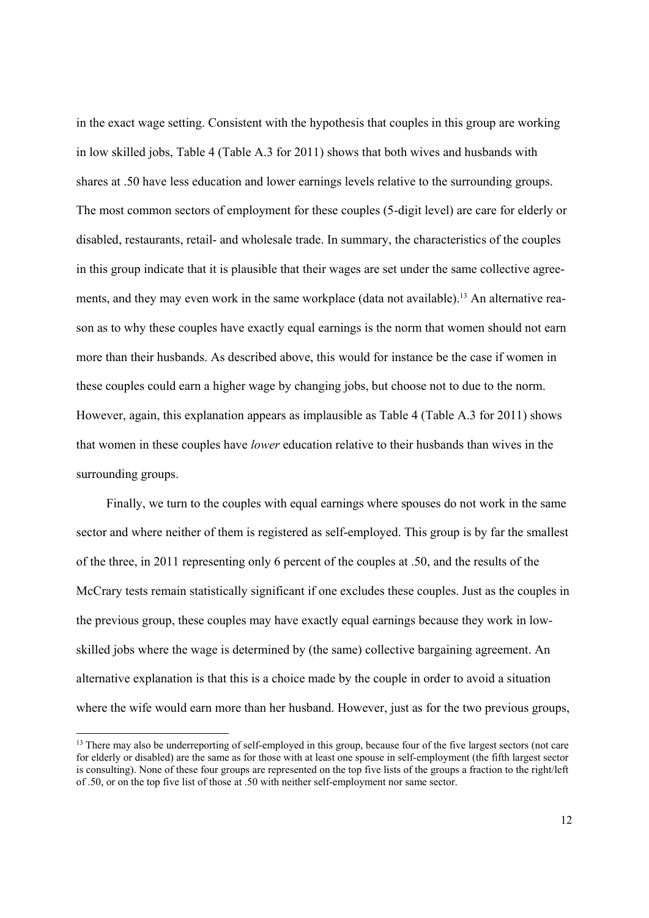in the exact wage setting. Consistent with the hypothesis that couples in this group are working in low skilled jobs, Table 4 (Table A.3 for 2011) shows that both wives and husbands with shares at .50 have less education and lower earnings levels relative to the surrounding groups. The most common sectors of employment for these couples (5-digit level) are care for elderly or disabled, restaurants, retail- and wholesale trade. In summary, the characteristics of the couples in this group indicate that it is plausible that their wages are set under the same collective agreements, and they may even work in the same workplace (data not available).[13] An alternative reason as to why these couples have exactly equal earnings is the norm that women should not earn more than their husbands. As described above, this would for instance be the case if women in these couples could earn a higher wage by changing jobs, but choose not to due to the norm. However, again, this explanation appears as implausible as Table 4 (Table A.3 for 2011) shows that women in these couples have *lower* education relative to their husbands than wives in the surrounding groups.

Finally, we turn to the couples with equal earnings where spouses do not work in the same sector and where neither of them is registered as self-employed. This group is by far the smallest of the three, in 2011 representing only 6 percent of the couples at .50, and the results of the McCrary tests remain statistically significant if one excludes these couples. Just as the couples in the previous group, these couples may have exactly equal earnings because they work in low-skilled jobs where the wage is determined by (the same) collective bargaining agreement. An alternative explanation is that this is a choice made by the couple in order to avoid a situation where the wife would earn more than her husband. However, just as for the two previous groups,

[13] There may also be underreporting of self-employed in this group, because four of the five largest sectors (not care for elderly or disabled) are the same as for those with at least one spouse in self-employment (the fifth largest sector is consulting). None of these four groups are represented on the top five lists of the groups a fraction to the right/left of .50, or on the top five list of those at .50 with neither self-employment nor same sector.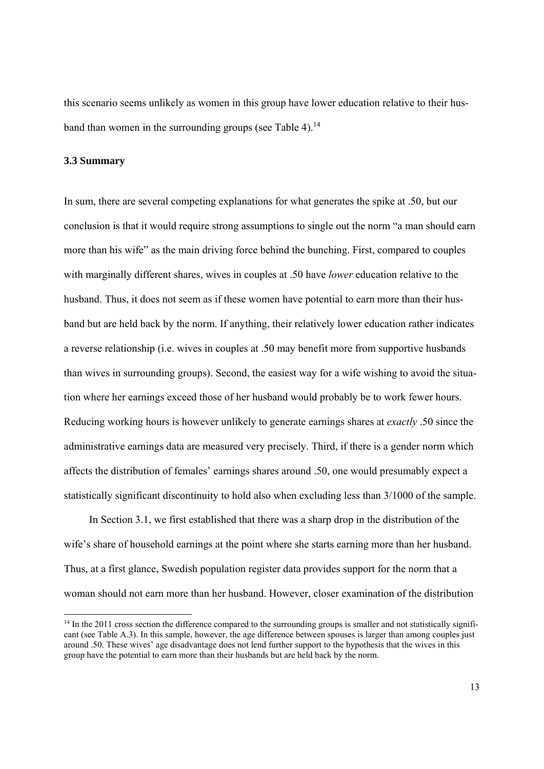this scenario seems unlikely as women in this group have lower education relative to their husband than women in the surrounding groups (see Table 4).[14]

### 3.3 Summary

In sum, there are several competing explanations for what generates the spike at .50, but our conclusion is that it would require strong assumptions to single out the norm "a man should earn more than his wife" as the main driving force behind the bunching. First, compared to couples with marginally different shares, wives in couples at .50 have *lower* education relative to the husband. Thus, it does not seem as if these women have potential to earn more than their husband but are held back by the norm. If anything, their relatively lower education rather indicates a reverse relationship (i.e. wives in couples at .50 may benefit more from supportive husbands than wives in surrounding groups). Second, the easiest way for a wife wishing to avoid the situation where her earnings exceed those of her husband would probably be to work fewer hours. Reducing working hours is however unlikely to generate earnings shares at *exactly* .50 since the administrative earnings data are measured very precisely. Third, if there is a gender norm which affects the distribution of females' earnings shares around .50, one would presumably expect a statistically significant discontinuity to hold also when excluding less than 3/1000 of the sample.

In Section 3.1, we first established that there was a sharp drop in the distribution of the wife's share of household earnings at the point where she starts earning more than her husband. Thus, at a first glance, Swedish population register data provides support for the norm that a woman should not earn more than her husband. However, closer examination of the distribution

[14] In the 2011 cross section the difference compared to the surrounding groups is smaller and not statistically significant (see Table A.3). In this sample, however, the age difference between spouses is larger than among couples just around .50. These wives' age disadvantage does not lend further support to the hypothesis that the wives in this group have the potential to earn more than their husbands but are held back by the norm.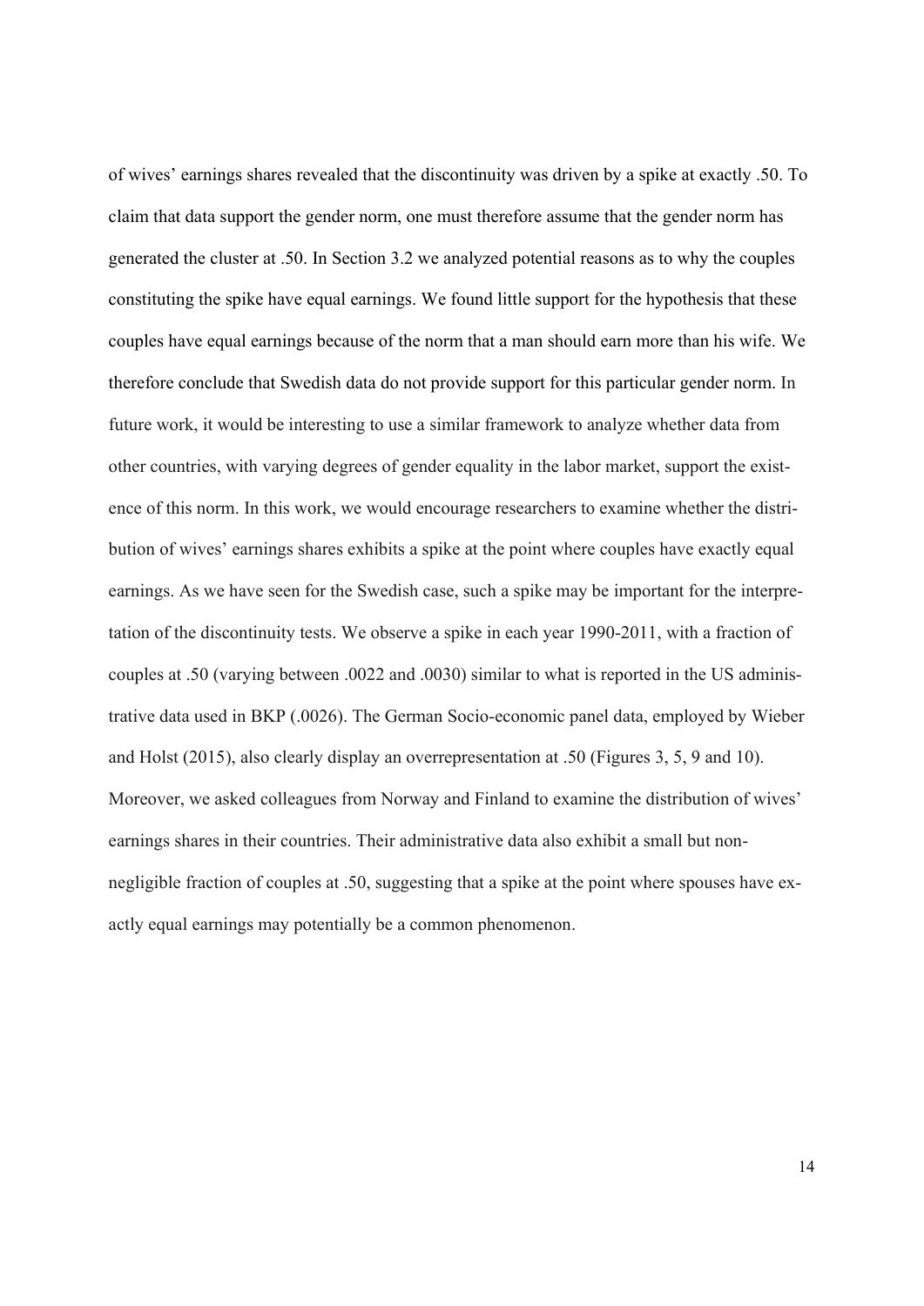of wives' earnings shares revealed that the discontinuity was driven by a spike at exactly .50. To claim that data support the gender norm, one must therefore assume that the gender norm has generated the cluster at .50. In Section 3.2 we analyzed potential reasons as to why the couples constituting the spike have equal earnings. We found little support for the hypothesis that these couples have equal earnings because of the norm that a man should earn more than his wife. We therefore conclude that Swedish data do not provide support for this particular gender norm. In future work, it would be interesting to use a similar framework to analyze whether data from other countries, with varying degrees of gender equality in the labor market, support the existence of this norm. In this work, we would encourage researchers to examine whether the distribution of wives' earnings shares exhibits a spike at the point where couples have exactly equal earnings. As we have seen for the Swedish case, such a spike may be important for the interpretation of the discontinuity tests. We observe a spike in each year 1990-2011, with a fraction of couples at .50 (varying between .0022 and .0030) similar to what is reported in the US administrative data used in BKP (.0026). The German Socio-economic panel data, employed by Wieber and Holst (2015), also clearly display an overrepresentation at .50 (Figures 3, 5, 9 and 10). Moreover, we asked colleagues from Norway and Finland to examine the distribution of wives' earnings shares in their countries. Their administrative data also exhibit a small but non-negligible fraction of couples at .50, suggesting that a spike at the point where spouses have exactly equal earnings may potentially be a common phenomenon.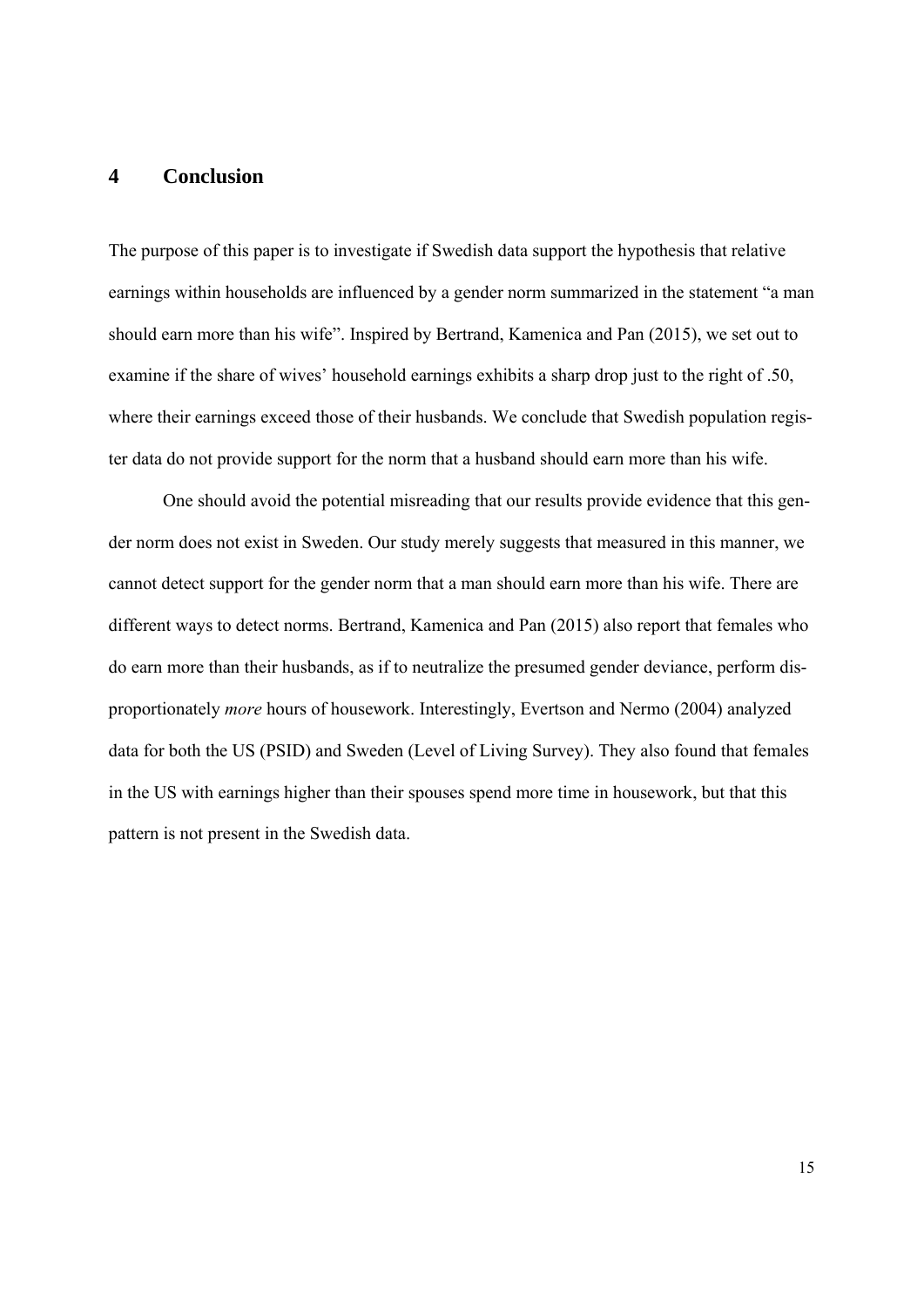## 4 Conclusion

The purpose of this paper is to investigate if Swedish data support the hypothesis that relative earnings within households are influenced by a gender norm summarized in the statement "a man should earn more than his wife". Inspired by Bertrand, Kamenica and Pan (2015), we set out to examine if the share of wives' household earnings exhibits a sharp drop just to the right of .50, where their earnings exceed those of their husbands. We conclude that Swedish population register data do not provide support for the norm that a husband should earn more than his wife.

One should avoid the potential misreading that our results provide evidence that this gender norm does not exist in Sweden. Our study merely suggests that measured in this manner, we cannot detect support for the gender norm that a man should earn more than his wife. There are different ways to detect norms. Bertrand, Kamenica and Pan (2015) also report that females who do earn more than their husbands, as if to neutralize the presumed gender deviance, perform disproportionately *more* hours of housework. Interestingly, Evertson and Nermo (2004) analyzed data for both the US (PSID) and Sweden (Level of Living Survey). They also found that females in the US with earnings higher than their spouses spend more time in housework, but that this pattern is not present in the Swedish data.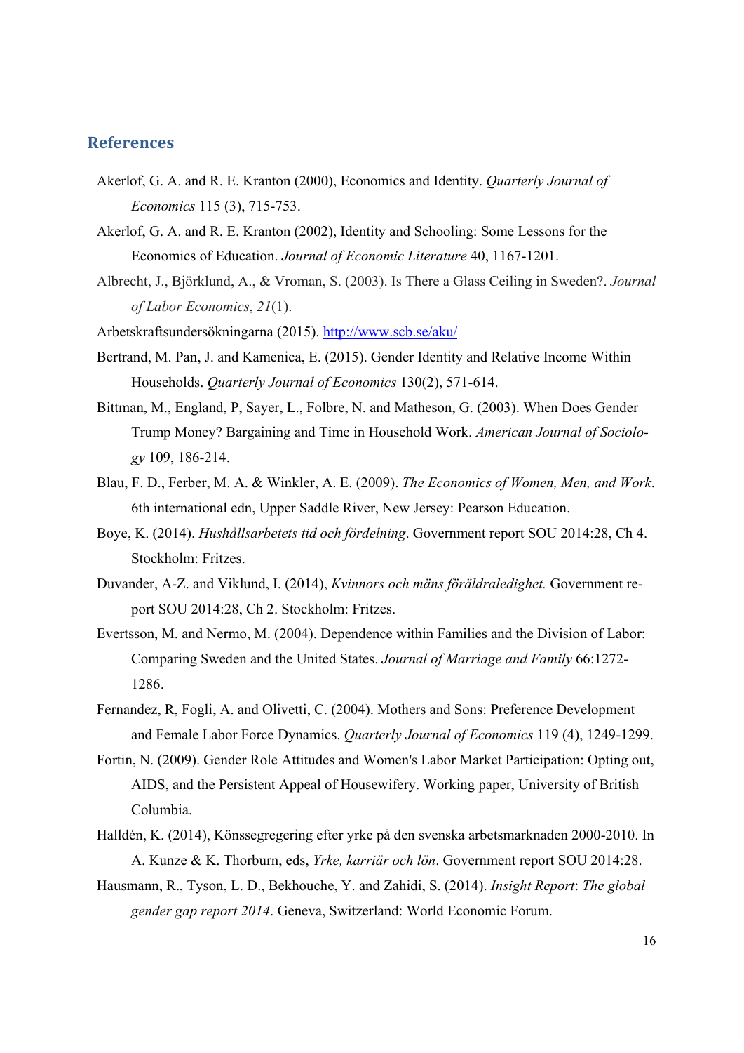## References

Akerlof, G. A. and R. E. Kranton (2000), Economics and Identity. *Quarterly Journal of Economics* 115 (3), 715-753.

Akerlof, G. A. and R. E. Kranton (2002), Identity and Schooling: Some Lessons for the Economics of Education. *Journal of Economic Literature* 40, 1167-1201.

Albrecht, J., Björklund, A., & Vroman, S. (2003). Is There a Glass Ceiling in Sweden?. *Journal of Labor Economics*, *21*(1).

Arbetskraftsundersökningarna (2015). http://www.scb.se/aku/

Bertrand, M. Pan, J. and Kamenica, E. (2015). Gender Identity and Relative Income Within Households. *Quarterly Journal of Economics* 130(2), 571-614.

Bittman, M., England, P, Sayer, L., Folbre, N. and Matheson, G. (2003). When Does Gender Trump Money? Bargaining and Time in Household Work. *American Journal of Sociology* 109, 186-214.

Blau, F. D., Ferber, M. A. & Winkler, A. E. (2009). *The Economics of Women, Men, and Work*. 6th international edn, Upper Saddle River, New Jersey: Pearson Education.

Boye, K. (2014). *Hushållsarbetets tid och fördelning*. Government report SOU 2014:28, Ch 4. Stockholm: Fritzes.

Duvander, A-Z. and Viklund, I. (2014), *Kvinnors och mäns föräldraledighet.* Government report SOU 2014:28, Ch 2. Stockholm: Fritzes.

Evertsson, M. and Nermo, M. (2004). Dependence within Families and the Division of Labor: Comparing Sweden and the United States. *Journal of Marriage and Family* 66:1272-1286.

Fernandez, R, Fogli, A. and Olivetti, C. (2004). Mothers and Sons: Preference Development and Female Labor Force Dynamics. *Quarterly Journal of Economics* 119 (4), 1249-1299.

Fortin, N. (2009). Gender Role Attitudes and Women's Labor Market Participation: Opting out, AIDS, and the Persistent Appeal of Housewifery. Working paper, University of British Columbia.

Halldén, K. (2014), Könssegregering efter yrke på den svenska arbetsmarknaden 2000-2010. In A. Kunze & K. Thorburn, eds, *Yrke, karriär och lön*. Government report SOU 2014:28.

Hausmann, R., Tyson, L. D., Bekhouche, Y. and Zahidi, S. (2014). *Insight Report*: *The global gender gap report 2014*. Geneva, Switzerland: World Economic Forum.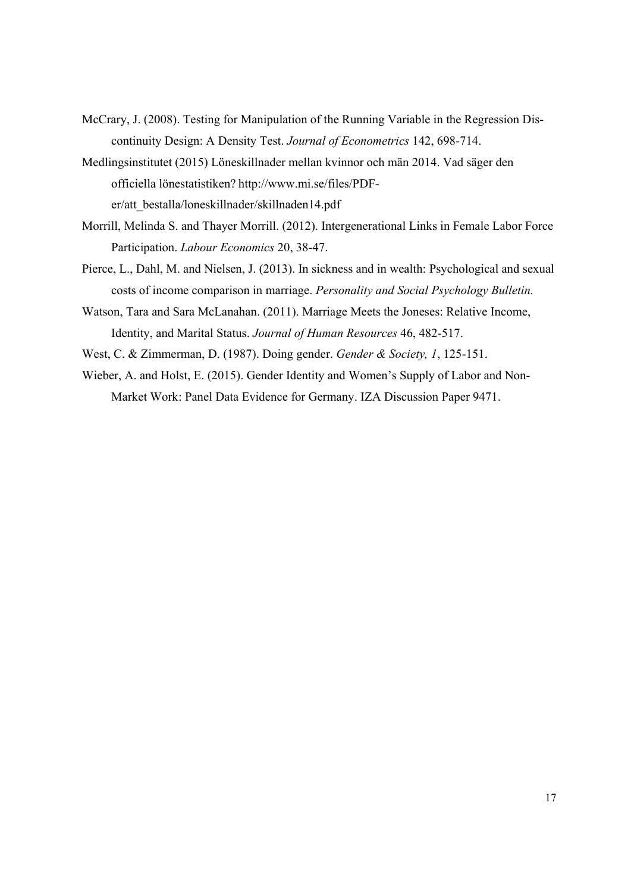McCrary, J. (2008). Testing for Manipulation of the Running Variable in the Regression Discontinuity Design: A Density Test. *Journal of Econometrics* 142, 698-714.

Medlingsinstitutet (2015) Löneskillnader mellan kvinnor och män 2014. Vad säger den officiella lönestatistiken? http://www.mi.se/files/PDF-er/att_bestalla/loneskillnader/skillnaden14.pdf

Morrill, Melinda S. and Thayer Morrill. (2012). Intergenerational Links in Female Labor Force Participation. *Labour Economics* 20, 38-47.

Pierce, L., Dahl, M. and Nielsen, J. (2013). In sickness and in wealth: Psychological and sexual costs of income comparison in marriage. *Personality and Social Psychology Bulletin.*

Watson, Tara and Sara McLanahan. (2011). Marriage Meets the Joneses: Relative Income, Identity, and Marital Status. *Journal of Human Resources* 46, 482-517.

West, C. & Zimmerman, D. (1987). Doing gender. *Gender & Society, 1*, 125-151.

Wieber, A. and Holst, E. (2015). Gender Identity and Women's Supply of Labor and Non-Market Work: Panel Data Evidence for Germany. IZA Discussion Paper 9471.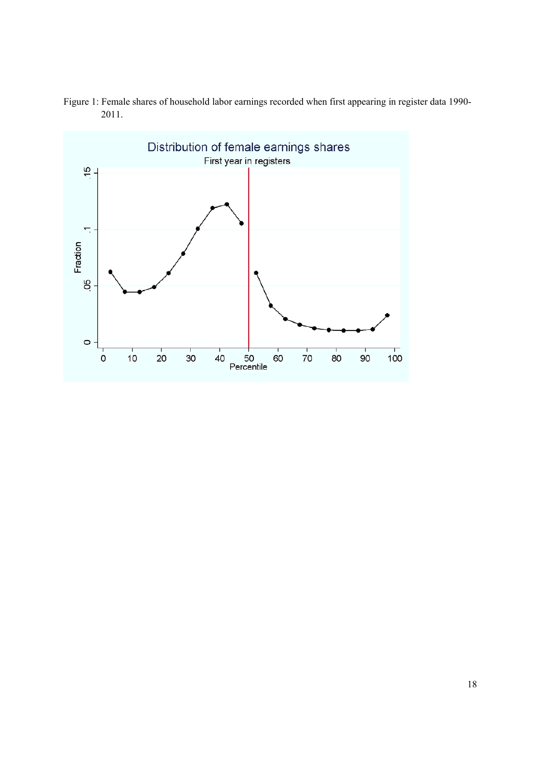Figure 1: Female shares of household labor earnings recorded when first appearing in register data 1990-2011.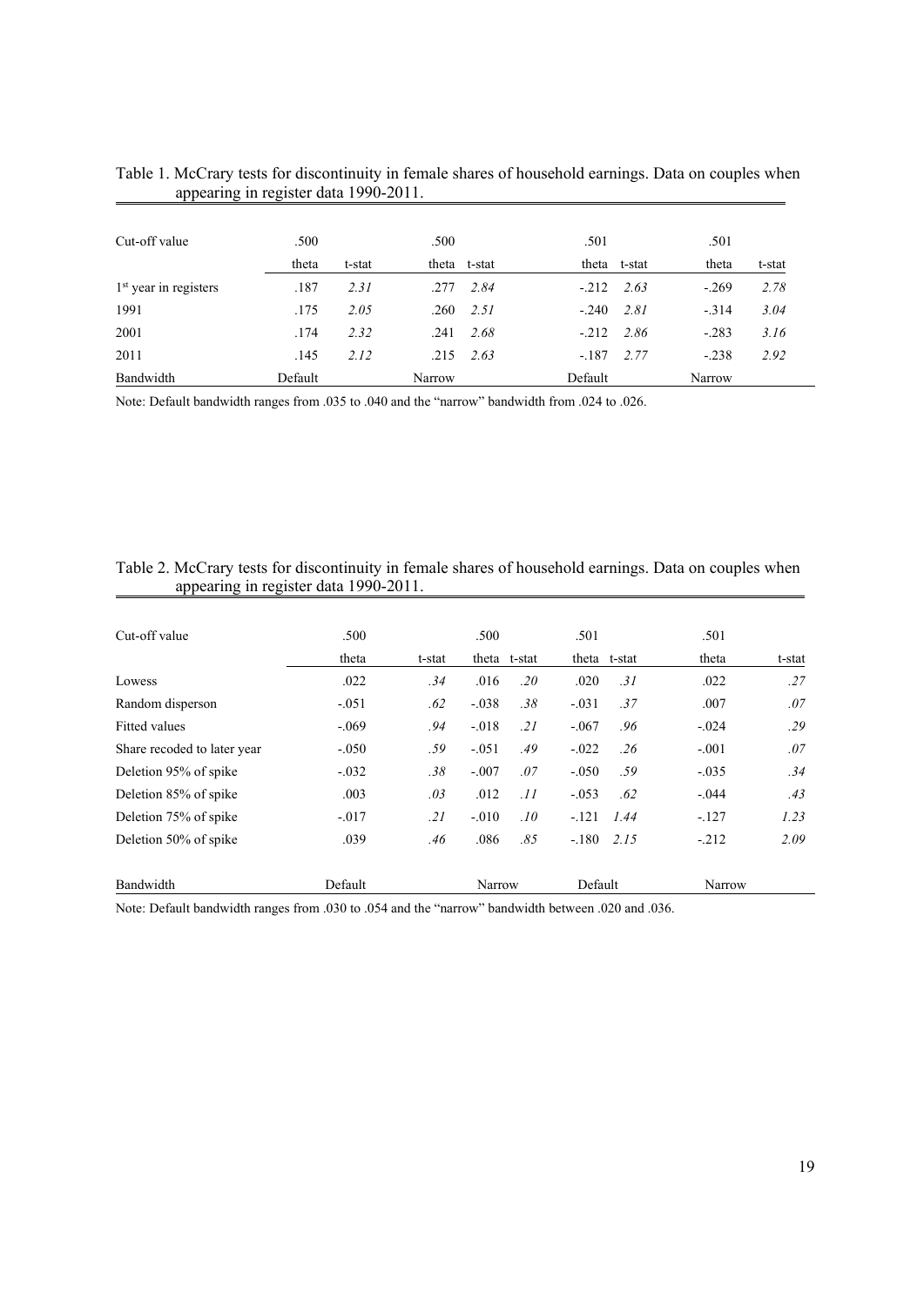Table 1. McCrary tests for discontinuity in female shares of household earnings. Data on couples when appearing in register data 1990-2011.

| Cut-off value | .500 | | .500 | | .501 | | .501 | |
|---|---|---|---|---|---|---|---|---|
| | theta | t-stat | theta | t-stat | theta | t-stat | theta | t-stat |
| 1st year in registers | .187 | *2.31* | .277 | *2.84* | -.212 | *2.63* | -.269 | *2.78* |
| 1991 | .175 | *2.05* | .260 | *2.51* | -.240 | *2.81* | -.314 | *3.04* |
| 2001 | .174 | *2.32* | .241 | *2.68* | -.212 | *2.86* | -.283 | *3.16* |
| 2011 | .145 | *2.12* | .215 | *2.63* | -.187 | *2.77* | -.238 | *2.92* |
| Bandwidth | Default | | Narrow | | Default | | Narrow | |

Note: Default bandwidth ranges from .035 to .040 and the "narrow" bandwidth from .024 to .026.

Table 2. McCrary tests for discontinuity in female shares of household earnings. Data on couples when appearing in register data 1990-2011.

| Cut-off value | .500 | | .500 | | .501 | | .501 | |
|---|---|---|---|---|---|---|---|---|
| | theta | t-stat | theta | t-stat | theta | t-stat | theta | t-stat |
| Lowess | .022 | *.34* | .016 | *.20* | .020 | *.31* | .022 | *.27* |
| Random disperson | -.051 | *.62* | -.038 | *.38* | -.031 | *.37* | .007 | *.07* |
| Fitted values | -.069 | *.94* | -.018 | *.21* | -.067 | *.96* | -.024 | *.29* |
| Share recoded to later year | -.050 | *.59* | -.051 | *.49* | -.022 | *.26* | -.001 | *.07* |
| Deletion 95% of spike | -.032 | *.38* | -.007 | *.07* | -.050 | *.59* | -.035 | *.34* |
| Deletion 85% of spike | .003 | *.03* | .012 | *.11* | -.053 | *.62* | -.044 | *.43* |
| Deletion 75% of spike | -.017 | *.21* | -.010 | *.10* | -.121 | *1.44* | -.127 | *1.23* |
| Deletion 50% of spike | .039 | *.46* | .086 | *.85* | -.180 | *2.15* | -.212 | *2.09* |
| Bandwidth | Default | | Narrow | | Default | | Narrow | |

Note: Default bandwidth ranges from .030 to .054 and the "narrow" bandwidth between .020 and .036.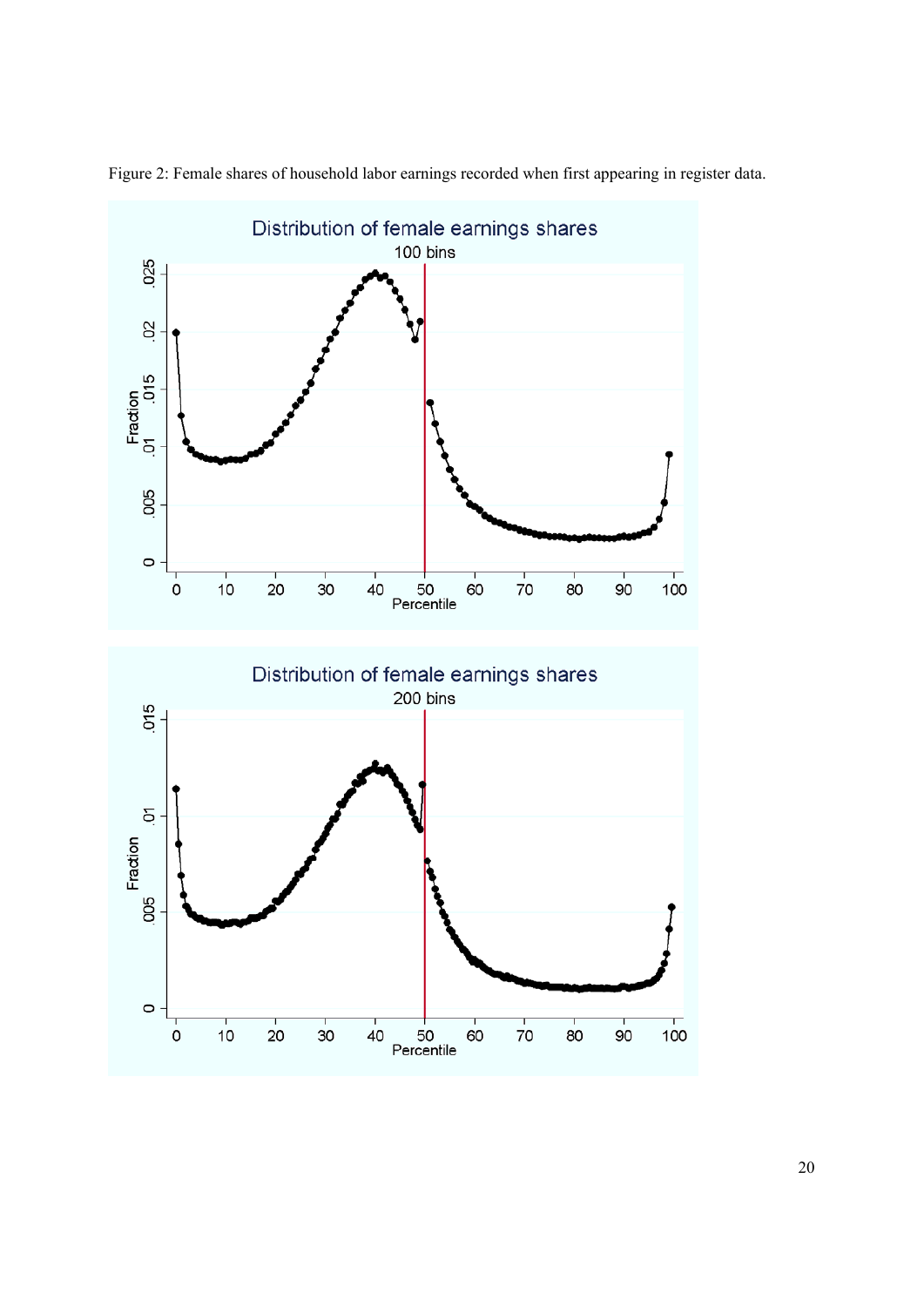Figure 2: Female shares of household labor earnings recorded when first appearing in register data.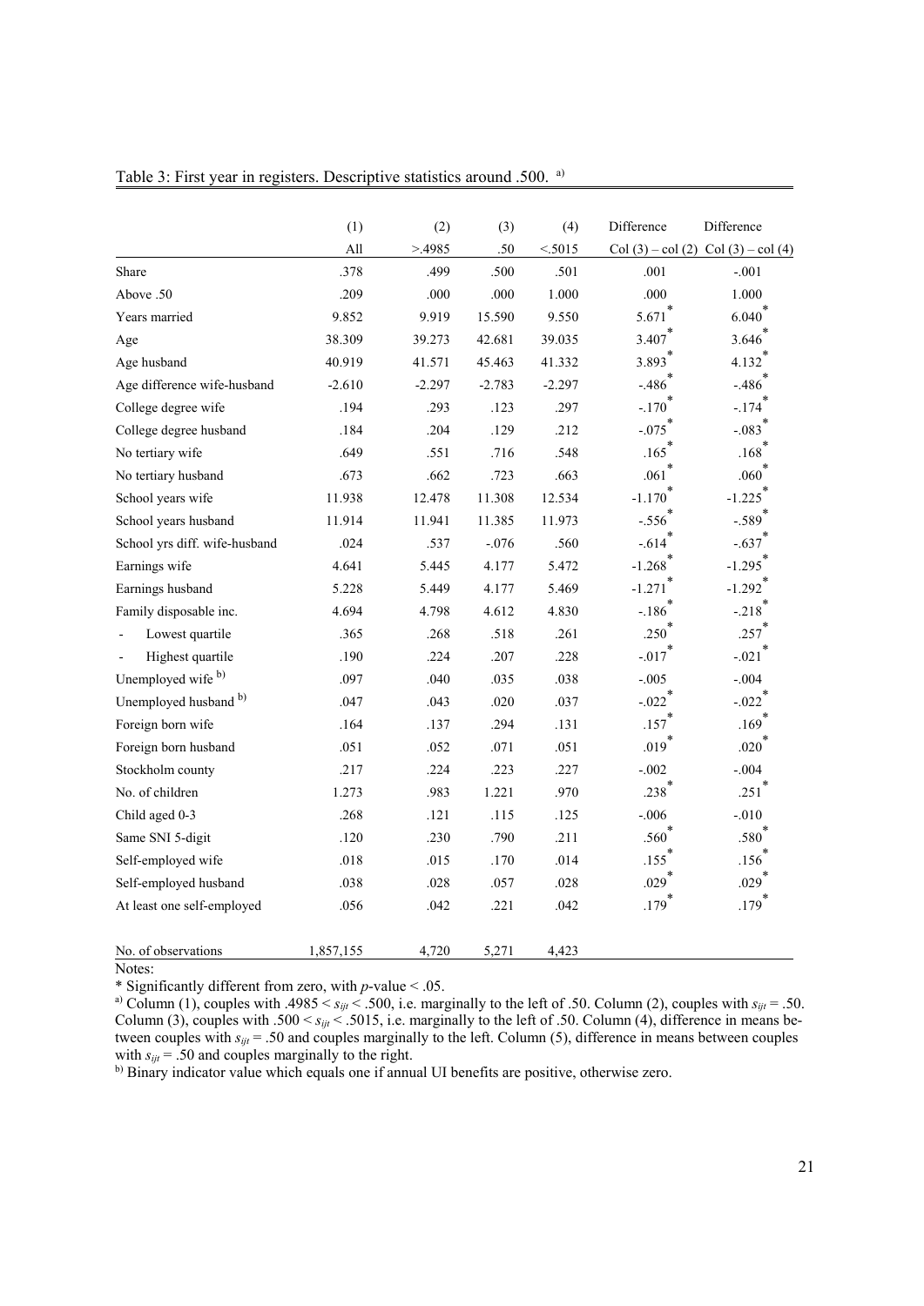Table 3: First year in registers. Descriptive statistics around .500. [a)]

| | (1) | (2) | (3) | (4) | Difference | Difference |
|---|---|---|---|---|---|---|
| | All | >.4985 | .50 | <.5015 | Col (3) – col (2) | Col (3) – col (4) |
| Share | .378 | .499 | .500 | .501 | .001 | -.001 |
| Above .50 | .209 | .000 | .000 | 1.000 | .000 | 1.000 |
| Years married | 9.852 | 9.919 | 15.590 | 9.550 | 5.671* | 6.040* |
| Age | 38.309 | 39.273 | 42.681 | 39.035 | 3.407* | 3.646* |
| Age husband | 40.919 | 41.571 | 45.463 | 41.332 | 3.893* | 4.132* |
| Age difference wife-husband | -2.610 | -2.297 | -2.783 | -2.297 | -.486* | -.486* |
| College degree wife | .194 | .293 | .123 | .297 | -.170* | -.174* |
| College degree husband | .184 | .204 | .129 | .212 | -.075* | -.083* |
| No tertiary wife | .649 | .551 | .716 | .548 | .165* | .168* |
| No tertiary husband | .673 | .662 | .723 | .663 | .061* | .060* |
| School years wife | 11.938 | 12.478 | 11.308 | 12.534 | -1.170* | -1.225* |
| School years husband | 11.914 | 11.941 | 11.385 | 11.973 | -.556* | -.589* |
| School yrs diff. wife-husband | .024 | .537 | -.076 | .560 | -.614* | -.637* |
| Earnings wife | 4.641 | 5.445 | 4.177 | 5.472 | -1.268* | -1.295* |
| Earnings husband | 5.228 | 5.449 | 4.177 | 5.469 | -1.271* | -1.292* |
| Family disposable inc. | 4.694 | 4.798 | 4.612 | 4.830 | -.186* | -.218* |
| - Lowest quartile | .365 | .268 | .518 | .261 | .250* | .257* |
| - Highest quartile | .190 | .224 | .207 | .228 | -.017* | -.021* |
| Unemployed wife [b)] | .097 | .040 | .035 | .038 | -.005 | -.004 |
| Unemployed husband [b)] | .047 | .043 | .020 | .037 | -.022* | -.022* |
| Foreign born wife | .164 | .137 | .294 | .131 | .157* | .169* |
| Foreign born husband | .051 | .052 | .071 | .051 | .019* | .020* |
| Stockholm county | .217 | .224 | .223 | .227 | -.002 | -.004 |
| No. of children | 1.273 | .983 | 1.221 | .970 | .238* | .251* |
| Child aged 0-3 | .268 | .121 | .115 | .125 | -.006 | -.010 |
| Same SNI 5-digit | .120 | .230 | .790 | .211 | .560* | .580* |
| Self-employed wife | .018 | .015 | .170 | .014 | .155* | .156* |
| Self-employed husband | .038 | .028 | .057 | .028 | .029* | .029* |
| At least one self-employed | .056 | .042 | .221 | .042 | .179* | .179* |
| No. of observations | 1,857,155 | 4,720 | 5,271 | 4,423 | | |

Notes:

\* Significantly different from zero, with $p$-value < .05.

[a)] Column (1), couples with $.4985 < s_{ijt} < .500$, i.e. marginally to the left of .50. Column (2), couples with $s_{ijt} = .50$. Column (3), couples with $.500 < s_{ijt} < .5015$, i.e. marginally to the left of .50. Column (4), difference in means between couples with $s_{ijt} = .50$ and couples marginally to the left. Column (5), difference in means between couples with $s_{ijt} = .50$ and couples marginally to the right.

[b)] Binary indicator value which equals one if annual UI benefits are positive, otherwise zero.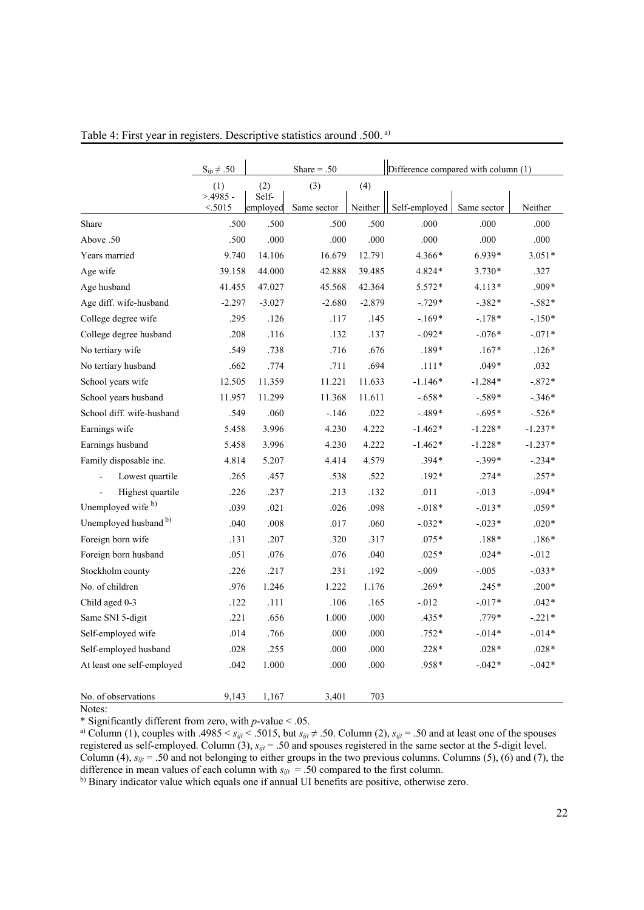Table 4: First year in registers. Descriptive statistics around .500. [a)]

| | $S_{ijt} \neq .50$ | Share = .50 | | | Difference compared with column (1) | | |
|---|---|---|---|---|---|---|---|
| | (1) | (2) | (3) | (4) | | | |
| | >.4985 - <.5015 | Self-employed | Same sector | Neither | Self-employed | Same sector | Neither |
| Share | .500 | .500 | .500 | .500 | .000 | .000 | .000 |
| Above .50 | .500 | .000 | .000 | .000 | .000 | .000 | .000 |
| Years married | 9.740 | 14.106 | 16.679 | 12.791 | 4.366* | 6.939* | 3.051* |
| Age wife | 39.158 | 44.000 | 42.888 | 39.485 | 4.824* | 3.730* | .327 |
| Age husband | 41.455 | 47.027 | 45.568 | 42.364 | 5.572* | 4.113* | .909* |
| Age diff. wife-husband | -2.297 | -3.027 | -2.680 | -2.879 | -.729* | -.382* | -.582* |
| College degree wife | .295 | .126 | .117 | .145 | -.169* | -.178* | -.150* |
| College degree husband | .208 | .116 | .132 | .137 | -.092* | -.076* | -.071* |
| No tertiary wife | .549 | .738 | .716 | .676 | .189* | .167* | .126* |
| No tertiary husband | .662 | .774 | .711 | .694 | .111* | .049* | .032 |
| School years wife | 12.505 | 11.359 | 11.221 | 11.633 | -1.146* | -1.284* | -.872* |
| School years husband | 11.957 | 11.299 | 11.368 | 11.611 | -.658* | -.589* | -.346* |
| School diff. wife-husband | .549 | .060 | -.146 | .022 | -.489* | -.695* | -.526* |
| Earnings wife | 5.458 | 3.996 | 4.230 | 4.222 | -1.462* | -1.228* | -1.237* |
| Earnings husband | 5.458 | 3.996 | 4.230 | 4.222 | -1.462* | -1.228* | -1.237* |
| Family disposable inc. | 4.814 | 5.207 | 4.414 | 4.579 | .394* | -.399* | -.234* |
| - Lowest quartile | .265 | .457 | .538 | .522 | .192* | .274* | .257* |
| - Highest quartile | .226 | .237 | .213 | .132 | .011 | -.013 | -.094* |
| Unemployed wife [b)] | .039 | .021 | .026 | .098 | -.018* | -.013* | .059* |
| Unemployed husband [b)] | .040 | .008 | .017 | .060 | -.032* | -.023* | .020* |
| Foreign born wife | .131 | .207 | .320 | .317 | .075* | .188* | .186* |
| Foreign born husband | .051 | .076 | .076 | .040 | .025* | .024* | -.012 |
| Stockholm county | .226 | .217 | .231 | .192 | -.009 | -.005 | -.033* |
| No. of children | .976 | 1.246 | 1.222 | 1.176 | .269* | .245* | .200* |
| Child aged 0-3 | .122 | .111 | .106 | .165 | -.012 | -.017* | .042* |
| Same SNI 5-digit | .221 | .656 | 1.000 | .000 | .435* | .779* | -.221* |
| Self-employed wife | .014 | .766 | .000 | .000 | .752* | -.014* | -.014* |
| Self-employed husband | .028 | .255 | .000 | .000 | .228* | .028* | .028* |
| At least one self-employed | .042 | 1.000 | .000 | .000 | .958* | -.042* | -.042* |
| No. of observations | 9,143 | 1,167 | 3,401 | 703 | | | |

Notes:

* Significantly different from zero, with $p$-value < .05.

[a)] Column (1), couples with $.4985 < s_{ijt} < .5015$, but $s_{ijt} \neq .50$. Column (2), $s_{ijt} = .50$ and at least one of the spouses registered as self-employed. Column (3), $s_{ijt} = .50$ and spouses registered in the same sector at the 5-digit level. Column (4), $s_{ijt} = .50$ and not belonging to either groups in the two previous columns. Columns (5), (6) and (7), the difference in mean values of each column with $s_{ijt} = .50$ compared to the first column.

[b)] Binary indicator value which equals one if annual UI benefits are positive, otherwise zero.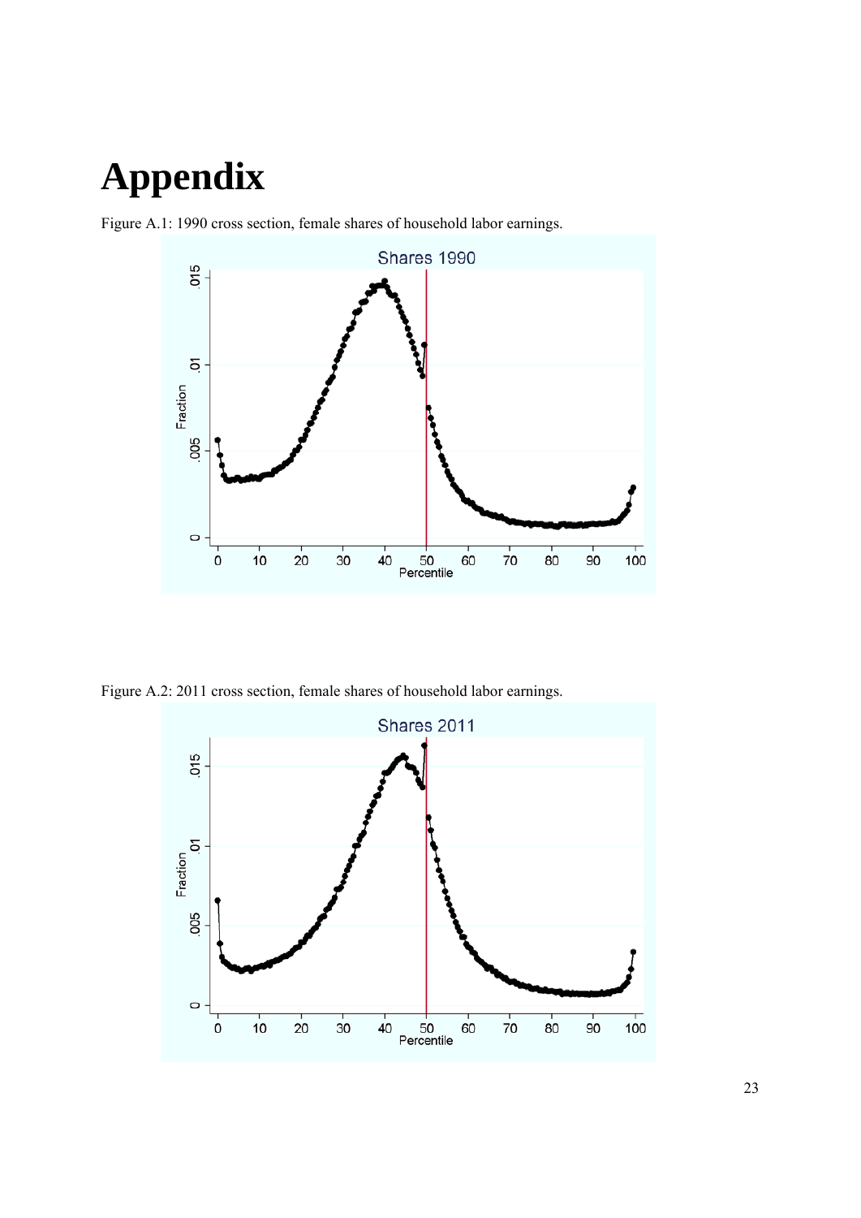# Appendix

Figure A.1: 1990 cross section, female shares of household labor earnings.

Figure A.2: 2011 cross section, female shares of household labor earnings.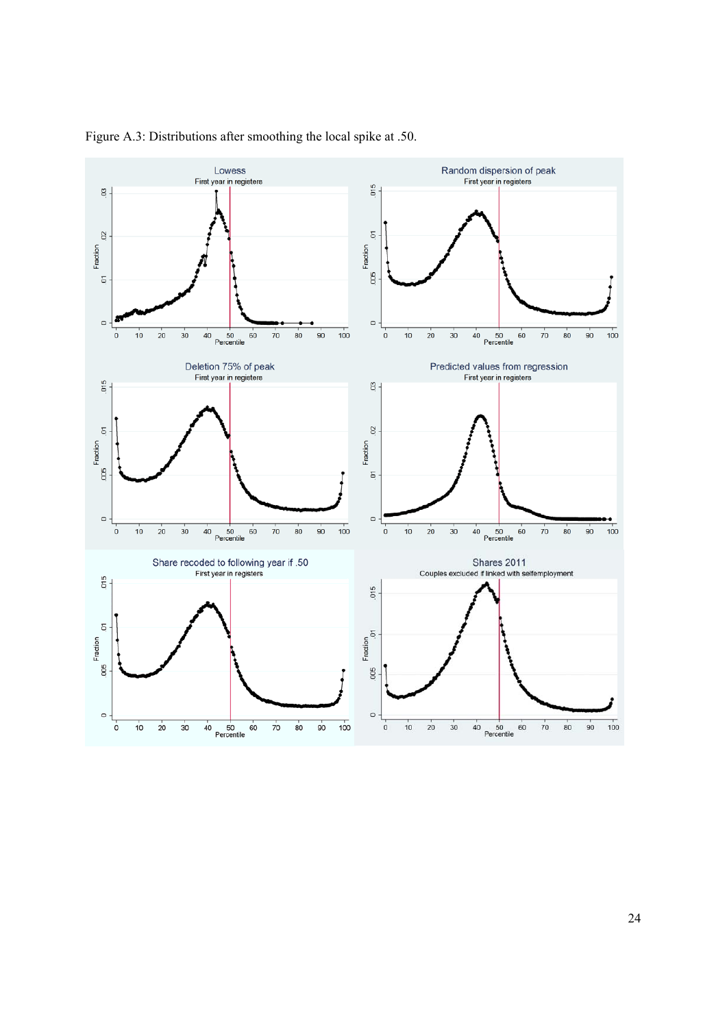Figure A.3: Distributions after smoothing the local spike at .50.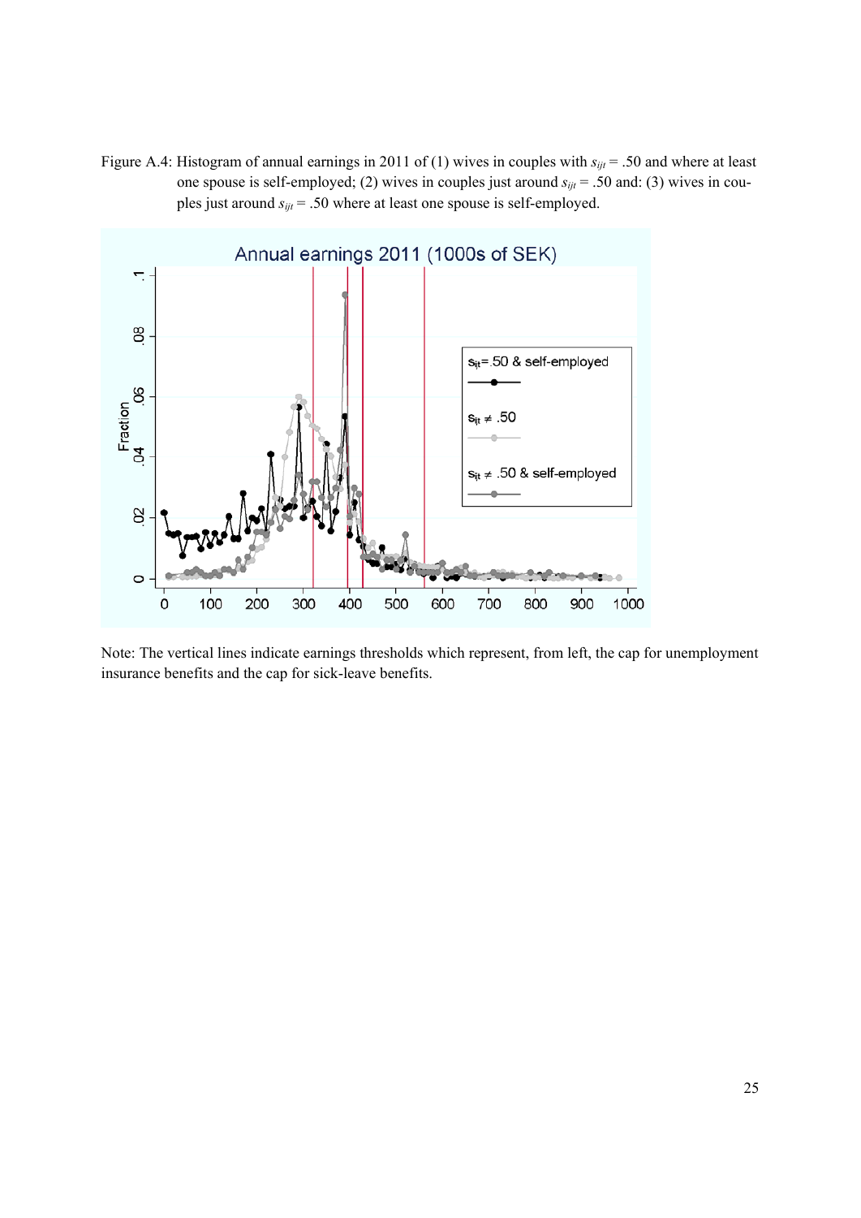Figure A.4: Histogram of annual earnings in 2011 of (1) wives in couples with $s_{ijt} = .50$ and where at least one spouse is self-employed; (2) wives in couples just around $s_{ijt} = .50$ and: (3) wives in couples just around $s_{ijt} = .50$ where at least one spouse is self-employed.

Note: The vertical lines indicate earnings thresholds which represent, from left, the cap for unemployment insurance benefits and the cap for sick-leave benefits.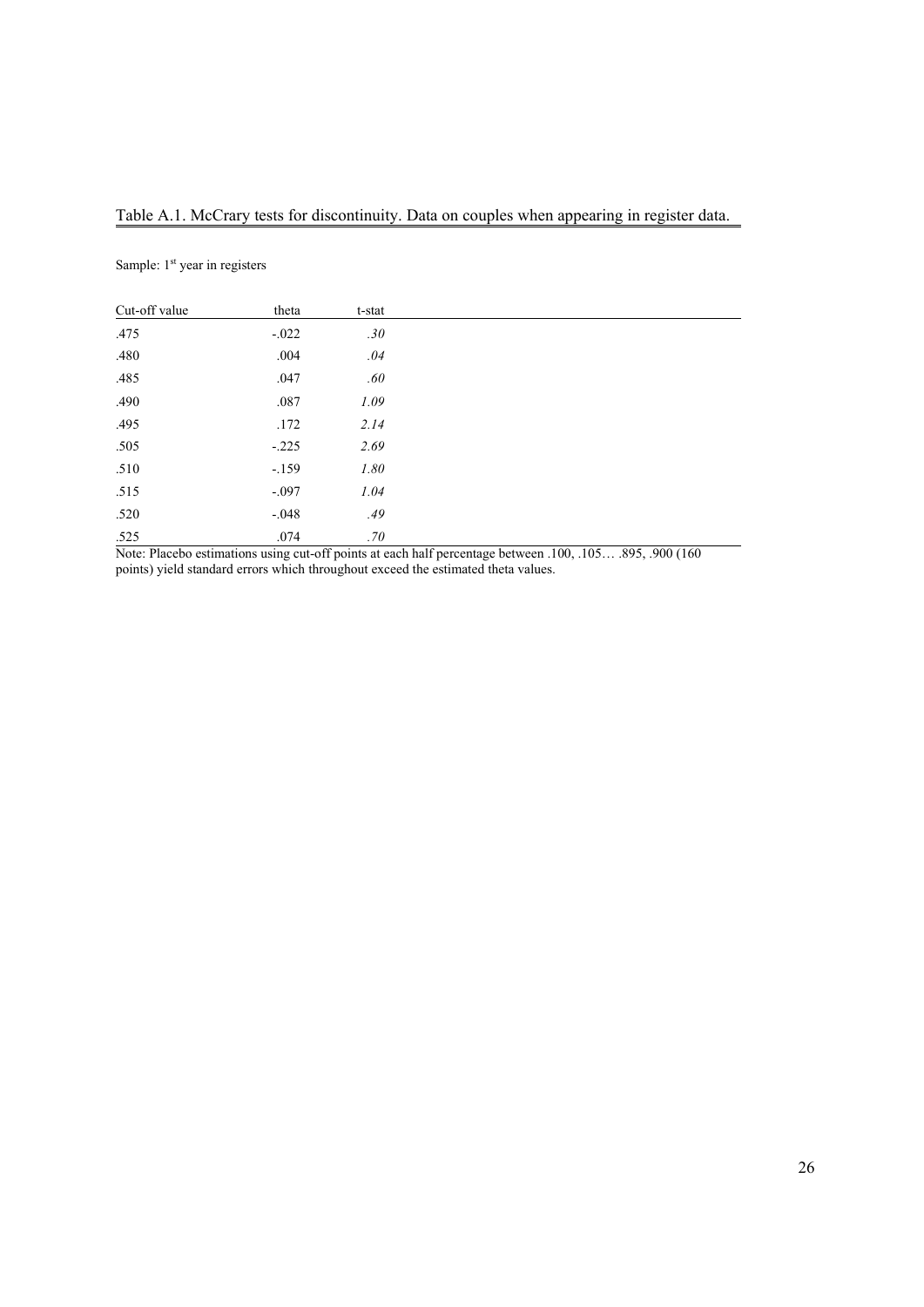Table A.1. McCrary tests for discontinuity. Data on couples when appearing in register data.

Sample: 1st year in registers

| Cut-off value | theta | t-stat |
|---|---|---|
| .475 | -.022 | *.30* |
| .480 | .004 | *.04* |
| .485 | .047 | *.60* |
| .490 | .087 | *1.09* |
| .495 | .172 | *2.14* |
| .505 | -.225 | *2.69* |
| .510 | -.159 | *1.80* |
| .515 | -.097 | *1.04* |
| .520 | -.048 | *.49* |
| .525 | .074 | *.70* |

Note: Placebo estimations using cut-off points at each half percentage between .100, .105… .895, .900 (160 points) yield standard errors which throughout exceed the estimated theta values.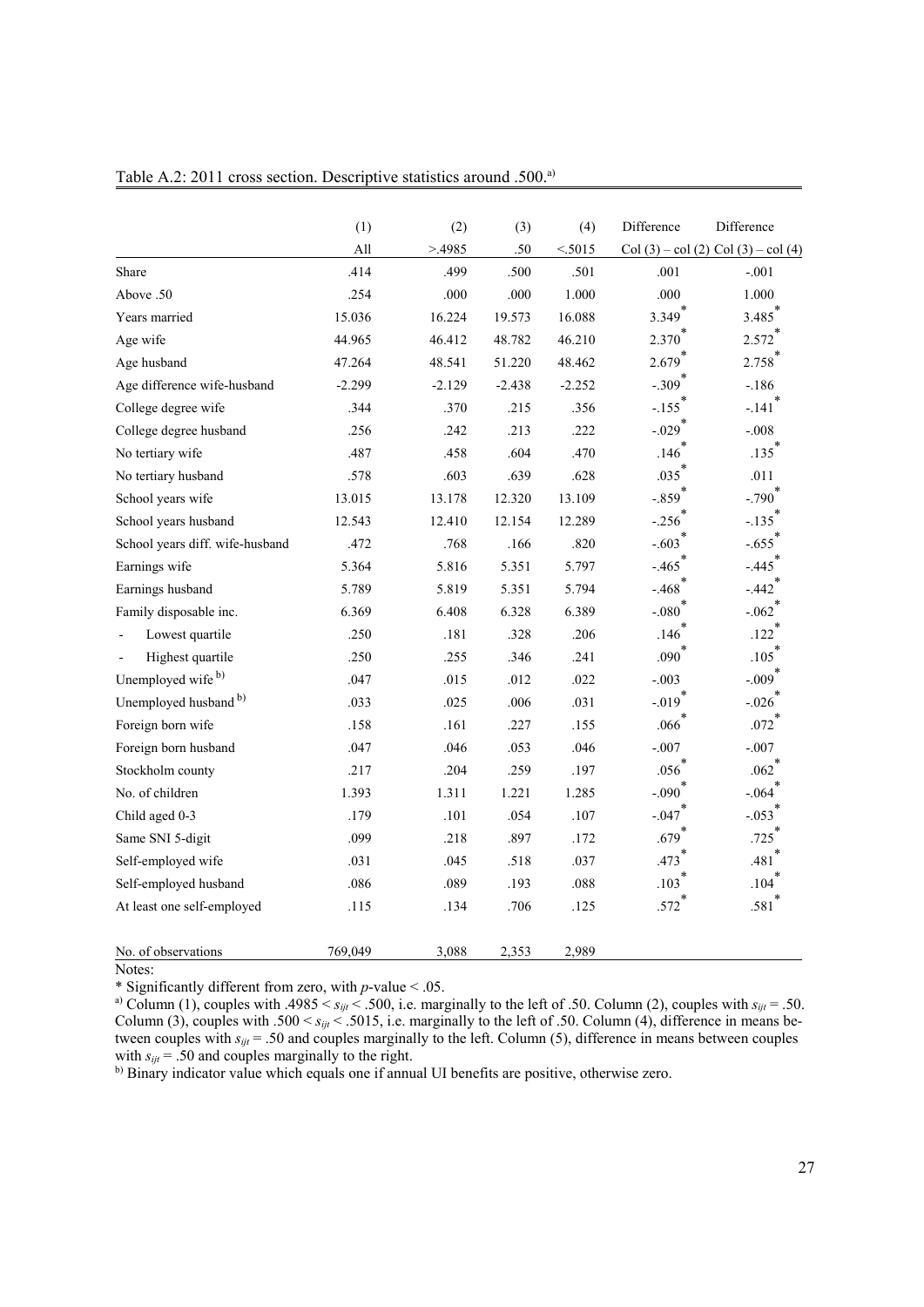Table A.2: 2011 cross section. Descriptive statistics around .500.[a)]

| | (1) | (2) | (3) | (4) | Difference | Difference |
|---|---|---|---|---|---|---|
| | All | >.4985 | .50 | <.5015 | Col (3) – col (2) | Col (3) – col (4) |
| Share | .414 | .499 | .500 | .501 | .001 | -.001 |
| Above .50 | .254 | .000 | .000 | 1.000 | .000 | 1.000 |
| Years married | 15.036 | 16.224 | 19.573 | 16.088 | 3.349* | 3.485* |
| Age wife | 44.965 | 46.412 | 48.782 | 46.210 | 2.370* | 2.572* |
| Age husband | 47.264 | 48.541 | 51.220 | 48.462 | 2.679* | 2.758* |
| Age difference wife-husband | -2.299 | -2.129 | -2.438 | -2.252 | -.309* | -.186 |
| College degree wife | .344 | .370 | .215 | .356 | -.155* | -.141* |
| College degree husband | .256 | .242 | .213 | .222 | -.029* | -.008 |
| No tertiary wife | .487 | .458 | .604 | .470 | .146* | .135* |
| No tertiary husband | .578 | .603 | .639 | .628 | .035* | .011 |
| School years wife | 13.015 | 13.178 | 12.320 | 13.109 | -.859* | -.790* |
| School years husband | 12.543 | 12.410 | 12.154 | 12.289 | -.256* | -.135* |
| School years diff. wife-husband | .472 | .768 | .166 | .820 | -.603* | -.655* |
| Earnings wife | 5.364 | 5.816 | 5.351 | 5.797 | -.465* | -.445* |
| Earnings husband | 5.789 | 5.819 | 5.351 | 5.794 | -.468* | -.442* |
| Family disposable inc. | 6.369 | 6.408 | 6.328 | 6.389 | -.080* | -.062* |
| - Lowest quartile | .250 | .181 | .328 | .206 | .146* | .122* |
| - Highest quartile | .250 | .255 | .346 | .241 | .090* | .105* |
| Unemployed wife [b)] | .047 | .015 | .012 | .022 | -.003 | -.009* |
| Unemployed husband [b)] | .033 | .025 | .006 | .031 | -.019* | -.026* |
| Foreign born wife | .158 | .161 | .227 | .155 | .066* | .072* |
| Foreign born husband | .047 | .046 | .053 | .046 | -.007 | -.007 |
| Stockholm county | .217 | .204 | .259 | .197 | .056* | .062* |
| No. of children | 1.393 | 1.311 | 1.221 | 1.285 | -.090* | -.064* |
| Child aged 0-3 | .179 | .101 | .054 | .107 | -.047* | -.053* |
| Same SNI 5-digit | .099 | .218 | .897 | .172 | .679* | .725* |
| Self-employed wife | .031 | .045 | .518 | .037 | .473* | .481* |
| Self-employed husband | .086 | .089 | .193 | .088 | .103* | .104* |
| At least one self-employed | .115 | .134 | .706 | .125 | .572* | .581* |
| No. of observations | 769,049 | 3,088 | 2,353 | 2,989 | | |

Notes:

* Significantly different from zero, with *p*-value < .05.

[a)] Column (1), couples with $.4985 < s_{ijt} < .500$, i.e. marginally to the left of .50. Column (2), couples with $s_{ijt} = .50$. Column (3), couples with $.500 < s_{ijt} < .5015$, i.e. marginally to the left of .50. Column (4), difference in means between couples with $s_{ijt} = .50$ and couples marginally to the left. Column (5), difference in means between couples with $s_{ijt} = .50$ and couples marginally to the right.

[b)] Binary indicator value which equals one if annual UI benefits are positive, otherwise zero.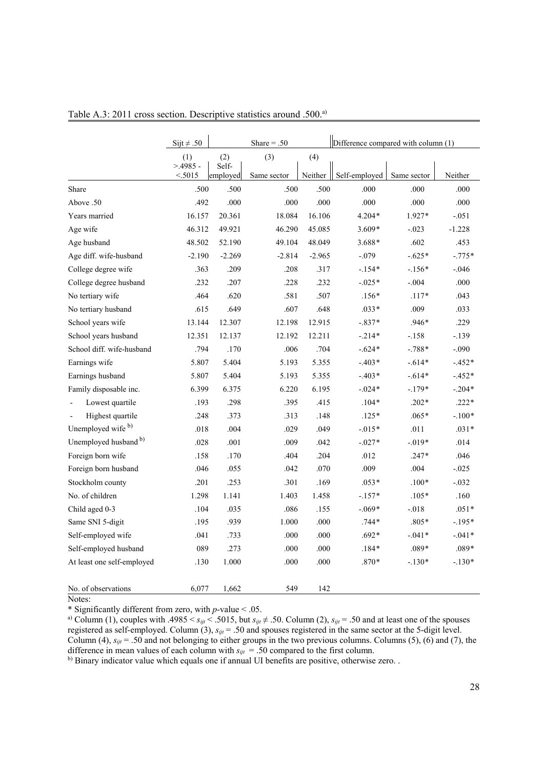Table A.3: 2011 cross section. Descriptive statistics around .500.[a)]

| | Sijt ≠ .50 | Share = .50 | | | Difference compared with column (1) | | |
|---|---|---|---|---|---|---|---|
| | (1) >.4985 - <.5015 | (2) Self-employed | (3) Same sector | (4) Neither | Self-employed | Same sector | Neither |
| Share | .500 | .500 | .500 | .500 | .000 | .000 | .000 |
| Above .50 | .492 | .000 | .000 | .000 | .000 | .000 | .000 |
| Years married | 16.157 | 20.361 | 18.084 | 16.106 | 4.204* | 1.927* | -.051 |
| Age wife | 46.312 | 49.921 | 46.290 | 45.085 | 3.609* | -.023 | -1.228 |
| Age husband | 48.502 | 52.190 | 49.104 | 48.049 | 3.688* | .602 | .453 |
| Age diff. wife-husband | -2.190 | -2.269 | -2.814 | -2.965 | -.079 | -.625* | -.775* |
| College degree wife | .363 | .209 | .208 | .317 | -.154* | -.156* | -.046 |
| College degree husband | .232 | .207 | .228 | .232 | -.025* | -.004 | .000 |
| No tertiary wife | .464 | .620 | .581 | .507 | .156* | .117* | .043 |
| No tertiary husband | .615 | .649 | .607 | .648 | .033* | .009 | .033 |
| School years wife | 13.144 | 12.307 | 12.198 | 12.915 | -.837* | .946* | .229 |
| School years husband | 12.351 | 12.137 | 12.192 | 12.211 | -.214* | -.158 | -.139 |
| School diff. wife-husband | .794 | .170 | .006 | .704 | -.624* | -.788* | -.090 |
| Earnings wife | 5.807 | 5.404 | 5.193 | 5.355 | -.403* | -.614* | -.452* |
| Earnings husband | 5.807 | 5.404 | 5.193 | 5.355 | -.403* | -.614* | -.452* |
| Family disposable inc. | 6.399 | 6.375 | 6.220 | 6.195 | -.024* | -.179* | -.204* |
| - Lowest quartile | .193 | .298 | .395 | .415 | .104* | .202* | .222* |
| - Highest quartile | .248 | .373 | .313 | .148 | .125* | .065* | -.100* |
| Unemployed wife [b)] | .018 | .004 | .029 | .049 | -.015* | .011 | .031* |
| Unemployed husband [b)] | .028 | .001 | .009 | .042 | -.027* | -.019* | .014 |
| Foreign born wife | .158 | .170 | .404 | .204 | .012 | .247* | .046 |
| Foreign born husband | .046 | .055 | .042 | .070 | .009 | .004 | -.025 |
| Stockholm county | .201 | .253 | .301 | .169 | .053* | .100* | -.032 |
| No. of children | 1.298 | 1.141 | 1.403 | 1.458 | -.157* | .105* | .160 |
| Child aged 0-3 | .104 | .035 | .086 | .155 | -.069* | -.018 | .051* |
| Same SNI 5-digit | .195 | .939 | 1.000 | .000 | .744* | .805* | -.195* |
| Self-employed wife | .041 | .733 | .000 | .000 | .692* | -.041* | -.041* |
| Self-employed husband | 089 | .273 | .000 | .000 | .184* | .089* | .089* |
| At least one self-employed | .130 | 1.000 | .000 | .000 | .870* | -.130* | -.130* |
| No. of observations | 6,077 | 1,662 | 549 | 142 | | | |

Notes:

\* Significantly different from zero, with $p$-value < .05.

[a)] Column (1), couples with $.4985 < s_{ijt} < .5015$, but $s_{ijt} \neq .50$. Column (2), $s_{ijt} = .50$ and at least one of the spouses registered as self-employed. Column (3), $s_{ijt} = .50$ and spouses registered in the same sector at the 5-digit level. Column (4), $s_{ijt} = .50$ and not belonging to either groups in the two previous columns. Columns (5), (6) and (7), the difference in mean values of each column with $s_{ijt} = .50$ compared to the first column.

[b)] Binary indicator value which equals one if annual UI benefits are positive, otherwise zero. .